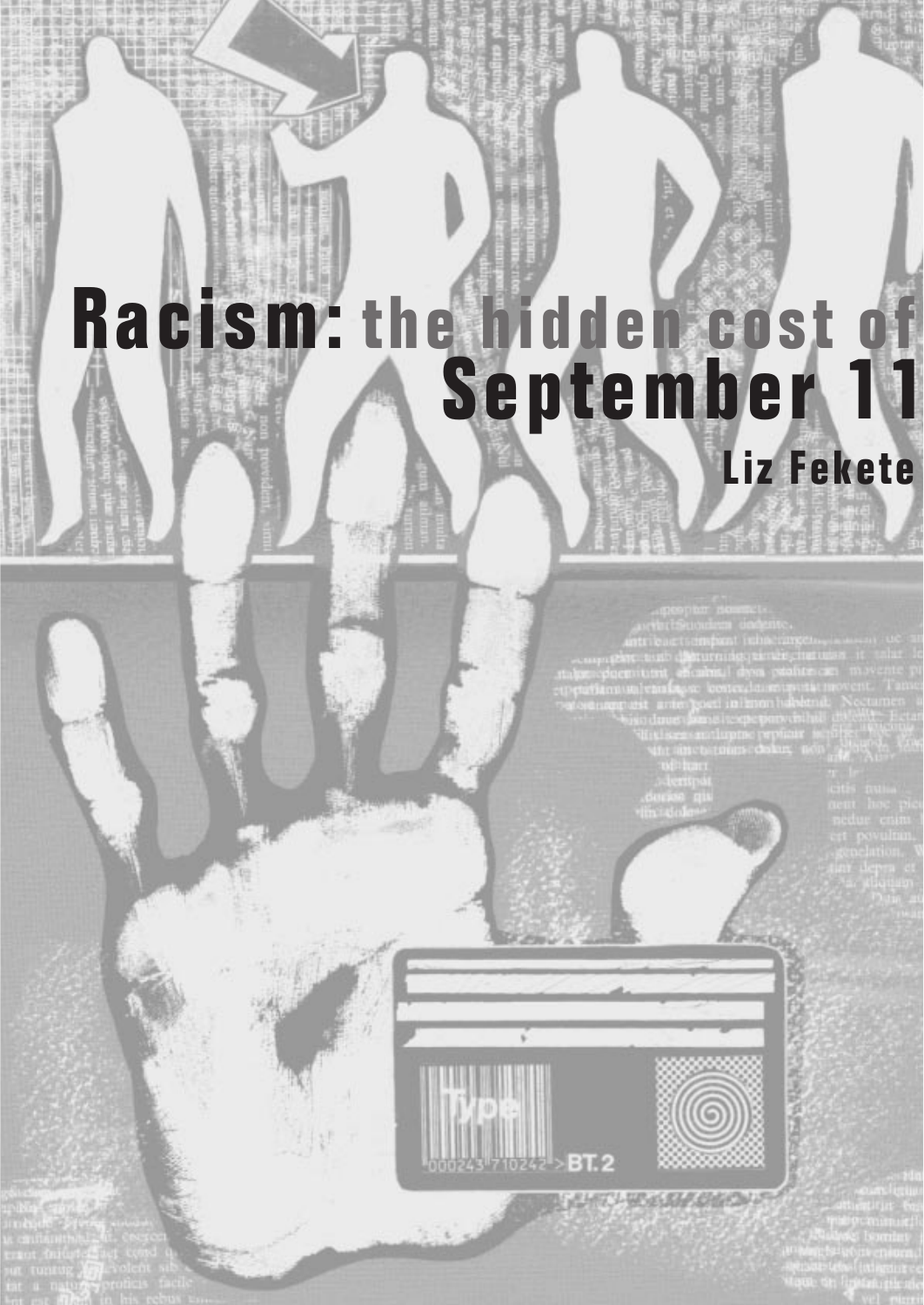# Racism: the hidden cost of September 11

**Liz Fekete**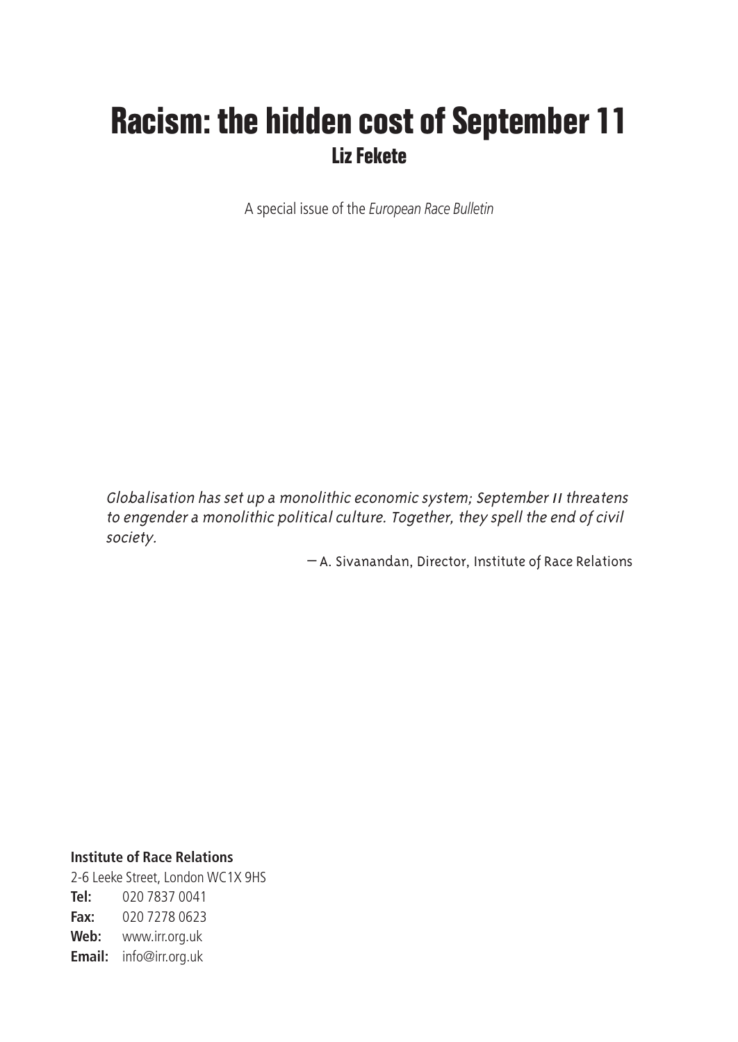# Racism: the hidden cost of September 11

## Liz Fekete

A special issue of the *European Race Bulletin*

> *Globalisation has set up a monolithic economic system; September 11 threatens to engender a monolithic political culture. Together, they spell the end of civil society.*
>
> — A. Sivanandan, Director, Institute of Race Relations

**Institute of Race Relations**
2-6 Leeke Street, London WC1X 9HS
**Tel:** 020 7837 0041
**Fax:** 020 7278 0623
**Web:** www.irr.org.uk
**Email:** info@irr.org.uk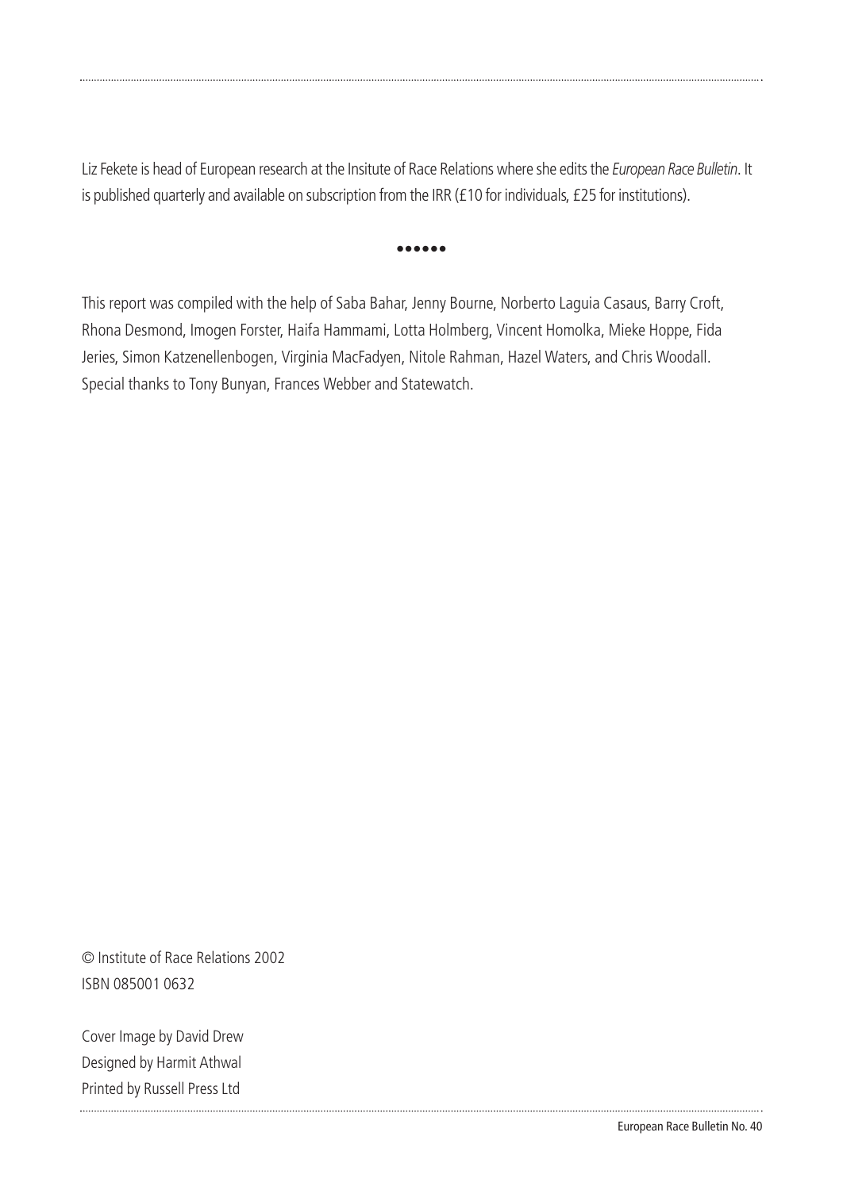Liz Fekete is head of European research at the Insitute of Race Relations where she edits the *European Race Bulletin*. It is published quarterly and available on subscription from the IRR (£10 for individuals, £25 for institutions).

••••••

This report was compiled with the help of Saba Bahar, Jenny Bourne, Norberto Laguia Casaus, Barry Croft, Rhona Desmond, Imogen Forster, Haifa Hammami, Lotta Holmberg, Vincent Homolka, Mieke Hoppe, Fida Jeries, Simon Katzenellenbogen, Virginia MacFadyen, Nitole Rahman, Hazel Waters, and Chris Woodall. Special thanks to Tony Bunyan, Frances Webber and Statewatch.

© Institute of Race Relations 2002
ISBN 085001 0632

Cover Image by David Drew
Designed by Harmit Athwal
Printed by Russell Press Ltd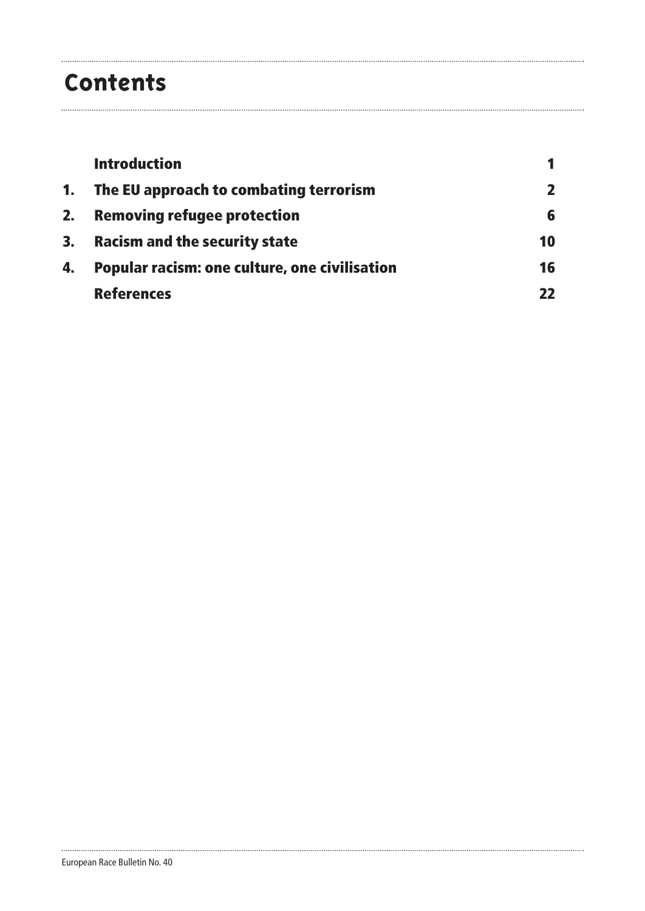# Contents

| | | |
|---|---|---|
| | **Introduction** | **1** |
| **1.** | **The EU approach to combating terrorism** | **2** |
| **2.** | **Removing refugee protection** | **6** |
| **3.** | **Racism and the security state** | **10** |
| **4.** | **Popular racism: one culture, one civilisation** | **16** |
| | **References** | **22** |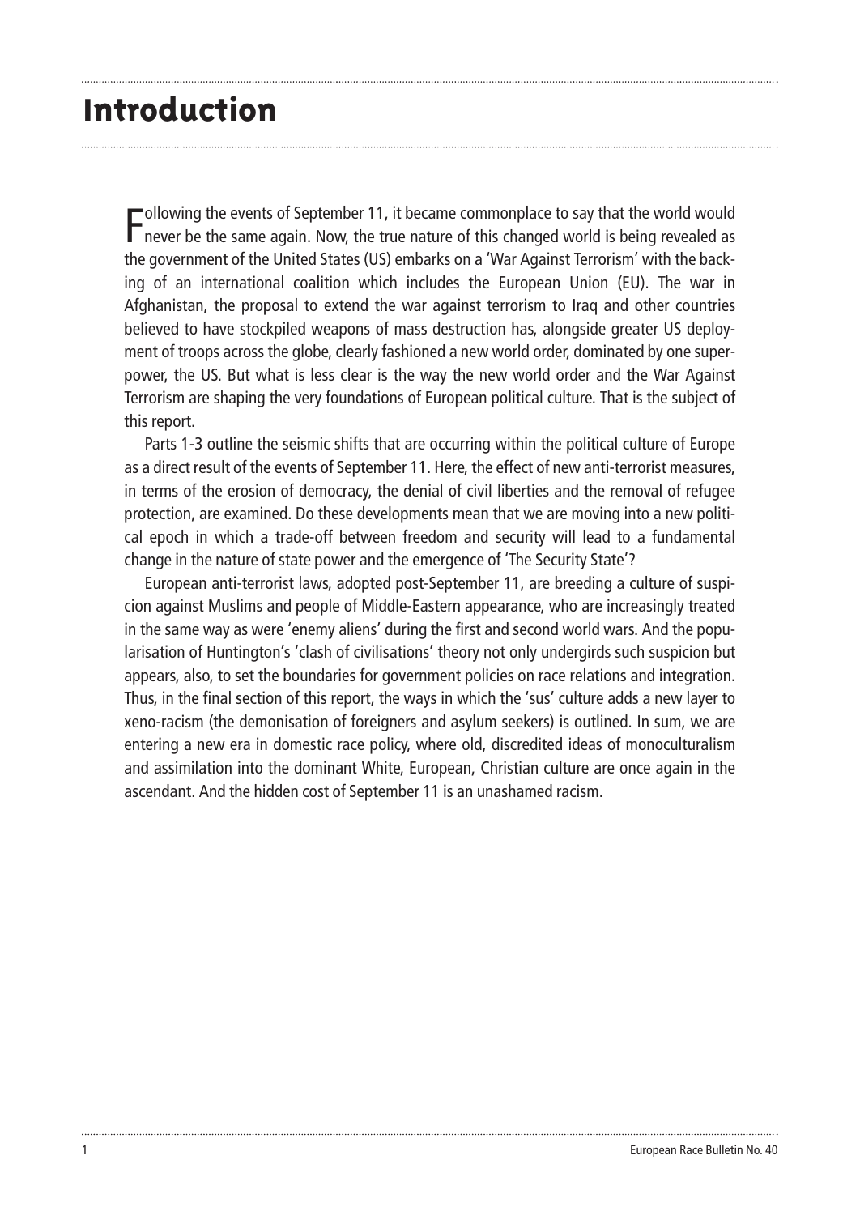# Introduction

Following the events of September 11, it became commonplace to say that the world would never be the same again. Now, the true nature of this changed world is being revealed as the government of the United States (US) embarks on a 'War Against Terrorism' with the backing of an international coalition which includes the European Union (EU). The war in Afghanistan, the proposal to extend the war against terrorism to Iraq and other countries believed to have stockpiled weapons of mass destruction has, alongside greater US deployment of troops across the globe, clearly fashioned a new world order, dominated by one superpower, the US. But what is less clear is the way the new world order and the War Against Terrorism are shaping the very foundations of European political culture. That is the subject of this report.

Parts 1-3 outline the seismic shifts that are occurring within the political culture of Europe as a direct result of the events of September 11. Here, the effect of new anti-terrorist measures, in terms of the erosion of democracy, the denial of civil liberties and the removal of refugee protection, are examined. Do these developments mean that we are moving into a new political epoch in which a trade-off between freedom and security will lead to a fundamental change in the nature of state power and the emergence of 'The Security State'?

European anti-terrorist laws, adopted post-September 11, are breeding a culture of suspicion against Muslims and people of Middle-Eastern appearance, who are increasingly treated in the same way as were 'enemy aliens' during the first and second world wars. And the popularisation of Huntington's 'clash of civilisations' theory not only undergirds such suspicion but appears, also, to set the boundaries for government policies on race relations and integration. Thus, in the final section of this report, the ways in which the 'sus' culture adds a new layer to xeno-racism (the demonisation of foreigners and asylum seekers) is outlined. In sum, we are entering a new era in domestic race policy, where old, discredited ideas of monoculturalism and assimilation into the dominant White, European, Christian culture are once again in the ascendant. And the hidden cost of September 11 is an unashamed racism.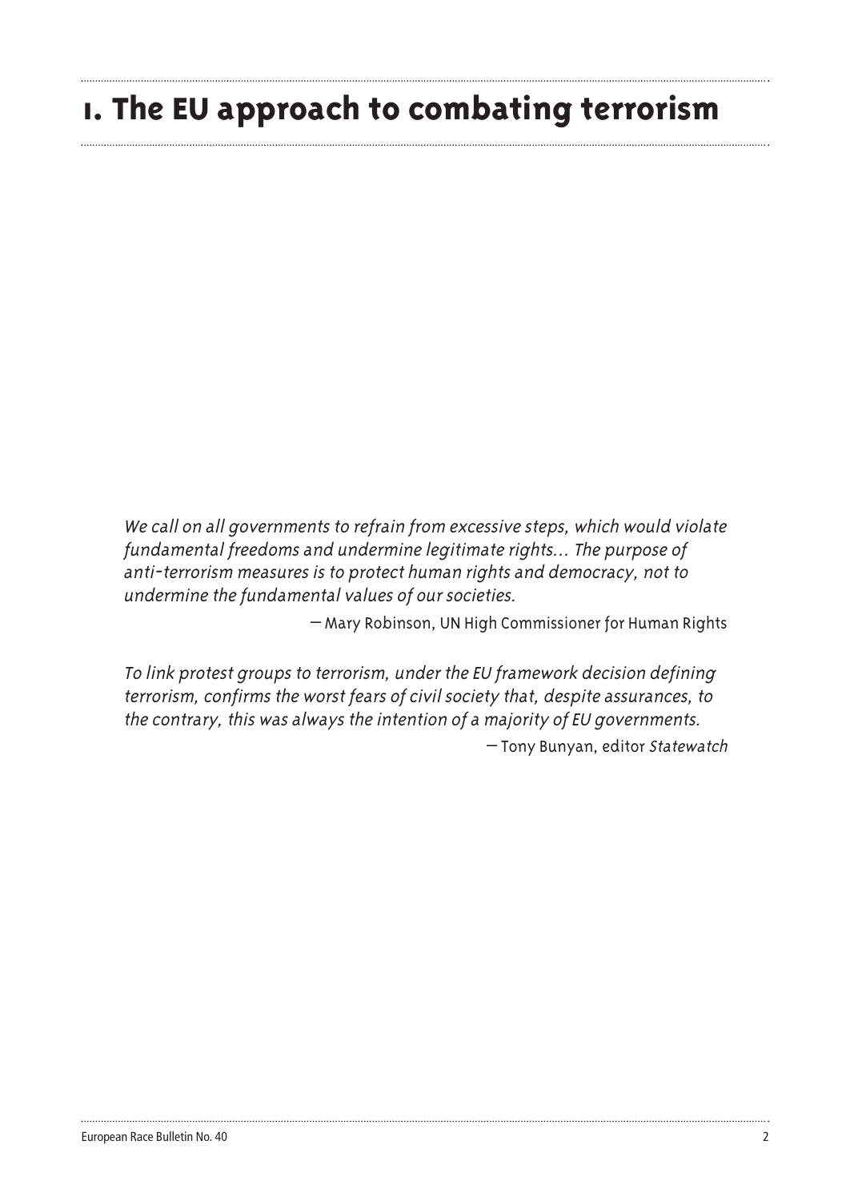# 1. The EU approach to combating terrorism

*We call on all governments to refrain from excessive steps, which would violate fundamental freedoms and undermine legitimate rights... The purpose of anti-terrorism measures is to protect human rights and democracy, not to undermine the fundamental values of our societies.*

— Mary Robinson, UN High Commissioner for Human Rights

*To link protest groups to terrorism, under the EU framework decision defining terrorism, confirms the worst fears of civil society that, despite assurances, to the contrary, this was always the intention of a majority of EU governments.*

— Tony Bunyan, editor *Statewatch*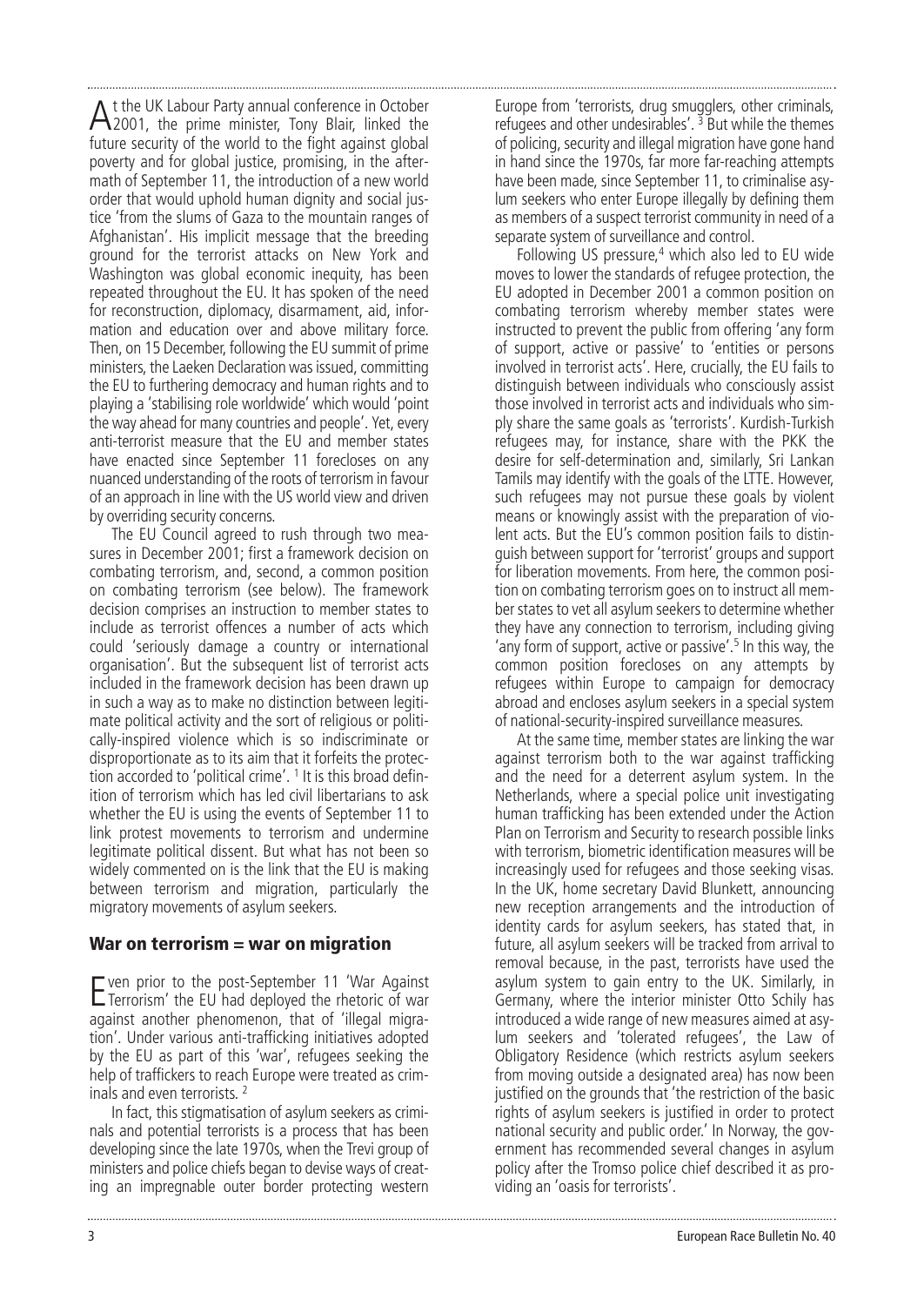At the UK Labour Party annual conference in October 2001, the prime minister, Tony Blair, linked the future security of the world to the fight against global poverty and for global justice, promising, in the aftermath of September 11, the introduction of a new world order that would uphold human dignity and social justice 'from the slums of Gaza to the mountain ranges of Afghanistan'. His implicit message that the breeding ground for the terrorist attacks on New York and Washington was global economic inequity, has been repeated throughout the EU. It has spoken of the need for reconstruction, diplomacy, disarmament, aid, information and education over and above military force. Then, on 15 December, following the EU summit of prime ministers, the Laeken Declaration was issued, committing the EU to furthering democracy and human rights and to playing a 'stabilising role worldwide' which would 'point the way ahead for many countries and people'. Yet, every anti-terrorist measure that the EU and member states have enacted since September 11 forecloses on any nuanced understanding of the roots of terrorism in favour of an approach in line with the US world view and driven by overriding security concerns.

The EU Council agreed to rush through two measures in December 2001; first a framework decision on combating terrorism, and, second, a common position on combating terrorism (see below). The framework decision comprises an instruction to member states to include as terrorist offences a number of acts which could 'seriously damage a country or international organisation'. But the subsequent list of terrorist acts included in the framework decision has been drawn up in such a way as to make no distinction between legitimate political activity and the sort of religious or politically-inspired violence which is so indiscriminate or disproportionate as to its aim that it forfeits the protection accorded to 'political crime'. [1] It is this broad definition of terrorism which has led civil libertarians to ask whether the EU is using the events of September 11 to link protest movements to terrorism and undermine legitimate political dissent. But what has not been so widely commented on is the link that the EU is making between terrorism and migration, particularly the migratory movements of asylum seekers.

## War on terrorism = war on migration

Even prior to the post-September 11 'War Against Terrorism' the EU had deployed the rhetoric of war against another phenomenon, that of 'illegal migration'. Under various anti-trafficking initiatives adopted by the EU as part of this 'war', refugees seeking the help of traffickers to reach Europe were treated as criminals and even terrorists. [2]

In fact, this stigmatisation of asylum seekers as criminals and potential terrorists is a process that has been developing since the late 1970s, when the Trevi group of ministers and police chiefs began to devise ways of creating an impregnable outer border protecting western Europe from 'terrorists, drug smugglers, other criminals, refugees and other undesirables'. [3] But while the themes of policing, security and illegal migration have gone hand in hand since the 1970s, far more far-reaching attempts have been made, since September 11, to criminalise asylum seekers who enter Europe illegally by defining them as members of a suspect terrorist community in need of a separate system of surveillance and control.

Following US pressure,[4] which also led to EU wide moves to lower the standards of refugee protection, the EU adopted in December 2001 a common position on combating terrorism whereby member states were instructed to prevent the public from offering 'any form of support, active or passive' to 'entities or persons involved in terrorist acts'. Here, crucially, the EU fails to distinguish between individuals who consciously assist those involved in terrorist acts and individuals who simply share the same goals as 'terrorists'. Kurdish-Turkish refugees may, for instance, share with the PKK the desire for self-determination and, similarly, Sri Lankan Tamils may identify with the goals of the LTTE. However, such refugees may not pursue these goals by violent means or knowingly assist with the preparation of violent acts. But the EU's common position fails to distinguish between support for 'terrorist' groups and support for liberation movements. From here, the common position on combating terrorism goes on to instruct all member states to vet all asylum seekers to determine whether they have any connection to terrorism, including giving 'any form of support, active or passive'.[5] In this way, the common position forecloses on any attempts by refugees within Europe to campaign for democracy abroad and encloses asylum seekers in a special system of national-security-inspired surveillance measures.

At the same time, member states are linking the war against terrorism both to the war against trafficking and the need for a deterrent asylum system. In the Netherlands, where a special police unit investigating human trafficking has been extended under the Action Plan on Terrorism and Security to research possible links with terrorism, biometric identification measures will be increasingly used for refugees and those seeking visas. In the UK, home secretary David Blunkett, announcing new reception arrangements and the introduction of identity cards for asylum seekers, has stated that, in future, all asylum seekers will be tracked from arrival to removal because, in the past, terrorists have used the asylum system to gain entry to the UK. Similarly, in Germany, where the interior minister Otto Schily has introduced a wide range of new measures aimed at asylum seekers and 'tolerated refugees', the Law of Obligatory Residence (which restricts asylum seekers from moving outside a designated area) has now been justified on the grounds that 'the restriction of the basic rights of asylum seekers is justified in order to protect national security and public order.' In Norway, the government has recommended several changes in asylum policy after the Tromso police chief described it as providing an 'oasis for terrorists'.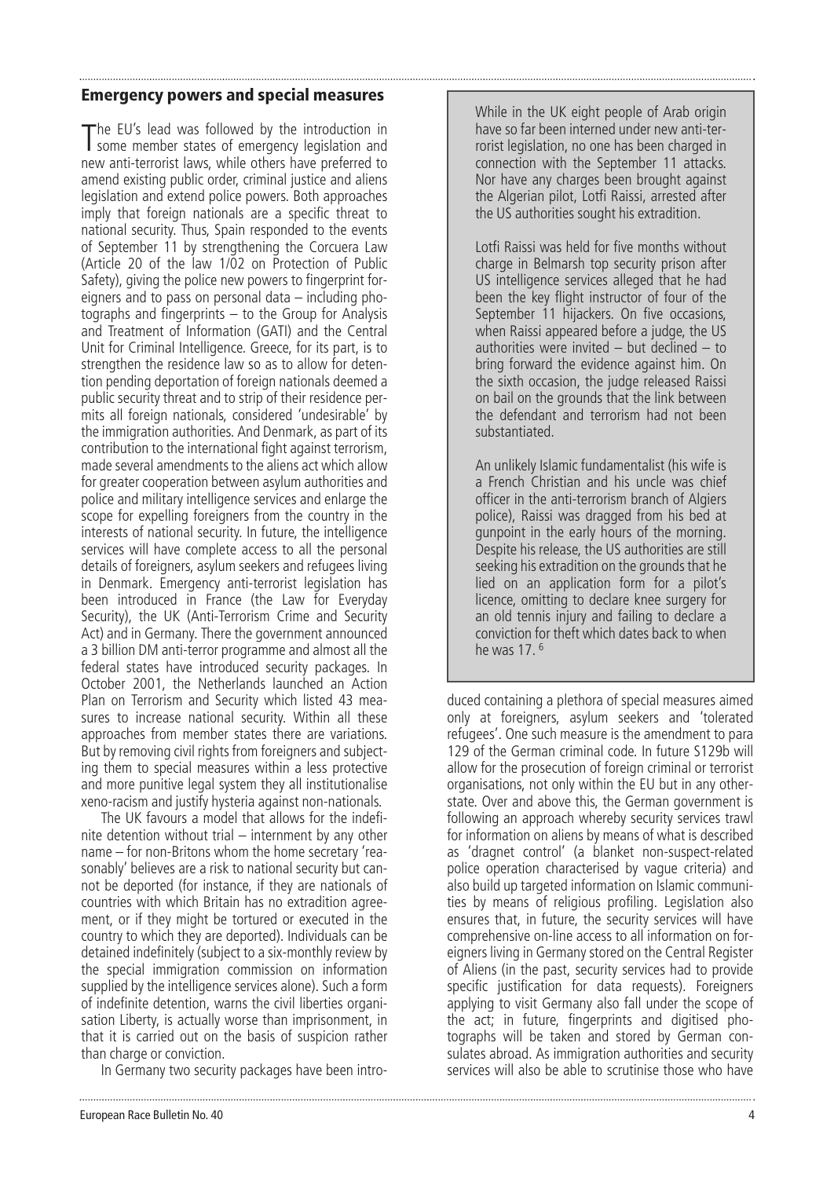## Emergency powers and special measures

The EU's lead was followed by the introduction in some member states of emergency legislation and new anti-terrorist laws, while others have preferred to amend existing public order, criminal justice and aliens legislation and extend police powers. Both approaches imply that foreign nationals are a specific threat to national security. Thus, Spain responded to the events of September 11 by strengthening the Corcuera Law (Article 20 of the law 1/02 on Protection of Public Safety), giving the police new powers to fingerprint foreigners and to pass on personal data – including photographs and fingerprints – to the Group for Analysis and Treatment of Information (GATI) and the Central Unit for Criminal Intelligence. Greece, for its part, is to strengthen the residence law so as to allow for detention pending deportation of foreign nationals deemed a public security threat and to strip of their residence permits all foreign nationals, considered 'undesirable' by the immigration authorities. And Denmark, as part of its contribution to the international fight against terrorism, made several amendments to the aliens act which allow for greater cooperation between asylum authorities and police and military intelligence services and enlarge the scope for expelling foreigners from the country in the interests of national security. In future, the intelligence services will have complete access to all the personal details of foreigners, asylum seekers and refugees living in Denmark. Emergency anti-terrorist legislation has been introduced in France (the Law for Everyday Security), the UK (Anti-Terrorism Crime and Security Act) and in Germany. There the government announced a 3 billion DM anti-terror programme and almost all the federal states have introduced security packages. In October 2001, the Netherlands launched an Action Plan on Terrorism and Security which listed 43 measures to increase national security. Within all these approaches from member states there are variations. But by removing civil rights from foreigners and subjecting them to special measures within a less protective and more punitive legal system they all institutionalise xeno-racism and justify hysteria against non-nationals.

The UK favours a model that allows for the indefinite detention without trial – internment by any other name – for non-Britons whom the home secretary 'reasonably' believes are a risk to national security but cannot be deported (for instance, if they are nationals of countries with which Britain has no extradition agreement, or if they might be tortured or executed in the country to which they are deported). Individuals can be detained indefinitely (subject to a six-monthly review by the special immigration commission on information supplied by the intelligence services alone). Such a form of indefinite detention, warns the civil liberties organisation Liberty, is actually worse than imprisonment, in that it is carried out on the basis of suspicion rather than charge or conviction.

In Germany two security packages have been introduced containing a plethora of special measures aimed only at foreigners, asylum seekers and 'tolerated refugees'. One such measure is the amendment to para 129 of the German criminal code. In future S129b will allow for the prosecution of foreign criminal or terrorist organisations, not only within the EU but in any other-state. Over and above this, the German government is following an approach whereby security services trawl for information on aliens by means of what is described as 'dragnet control' (a blanket non-suspect-related police operation characterised by vague criteria) and also build up targeted information on Islamic communities by means of religious profiling. Legislation also ensures that, in future, the security services will have comprehensive on-line access to all information on foreigners living in Germany stored on the Central Register of Aliens (in the past, security services had to provide specific justification for data requests). Foreigners applying to visit Germany also fall under the scope of the act; in future, fingerprints and digitised photographs will be taken and stored by German consulates abroad. As immigration authorities and security services will also be able to scrutinise those who have

> While in the UK eight people of Arab origin have so far been interned under new anti-terrorist legislation, no one has been charged in connection with the September 11 attacks. Nor have any charges been brought against the Algerian pilot, Lotfi Raissi, arrested after the US authorities sought his extradition.
>
> Lotfi Raissi was held for five months without charge in Belmarsh top security prison after US intelligence services alleged that he had been the key flight instructor of four of the September 11 hijackers. On five occasions, when Raissi appeared before a judge, the US authorities were invited – but declined – to bring forward the evidence against him. On the sixth occasion, the judge released Raissi on bail on the grounds that the link between the defendant and terrorism had not been substantiated.
>
> An unlikely Islamic fundamentalist (his wife is a French Christian and his uncle was chief officer in the anti-terrorism branch of Algiers police), Raissi was dragged from his bed at gunpoint in the early hours of the morning. Despite his release, the US authorities are still seeking his extradition on the grounds that he lied on an application form for a pilot's licence, omitting to declare knee surgery for an old tennis injury and failing to declare a conviction for theft which dates back to when he was 17. [6]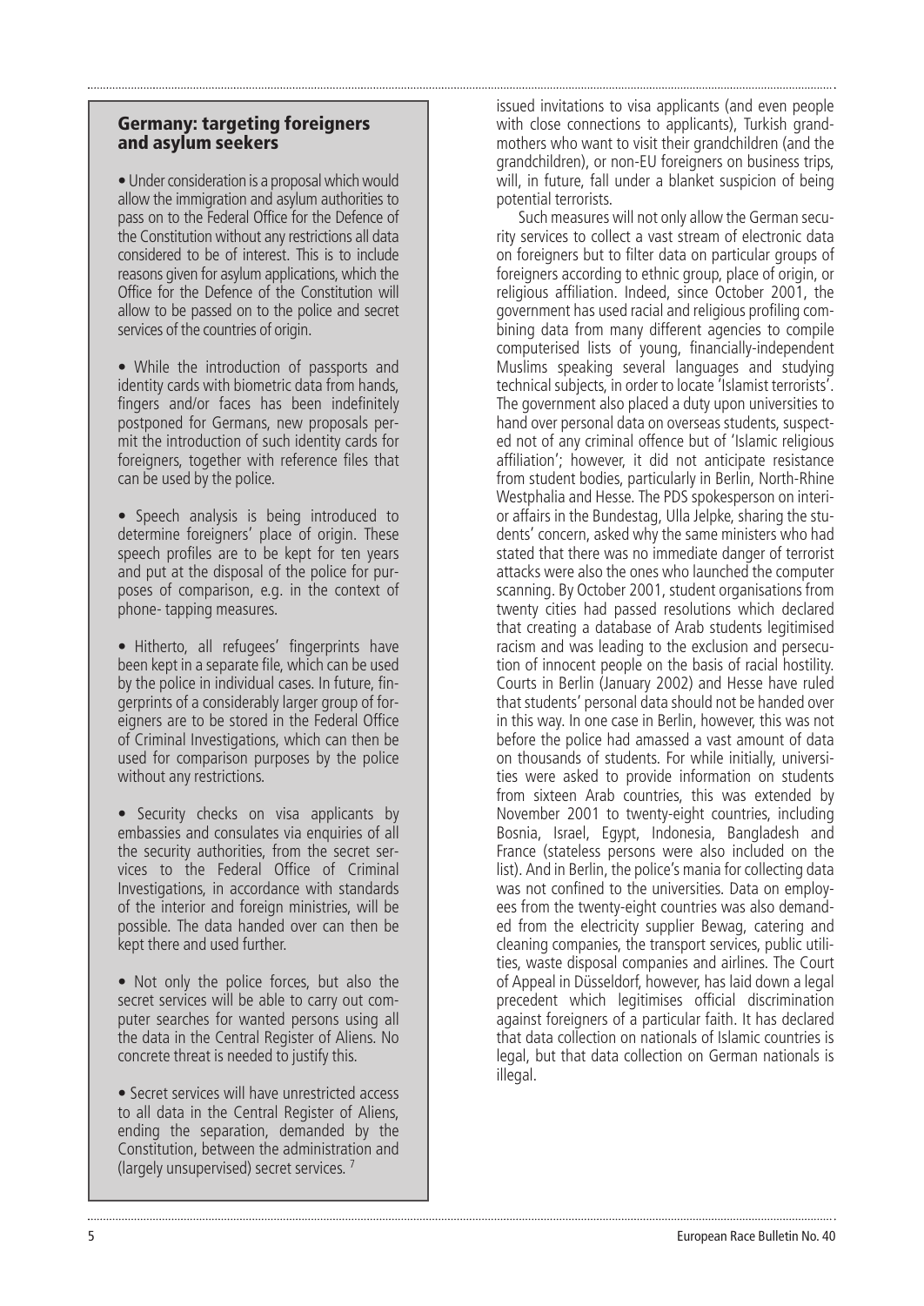## Germany: targeting foreigners and asylum seekers

- Under consideration is a proposal which would allow the immigration and asylum authorities to pass on to the Federal Office for the Defence of the Constitution without any restrictions all data considered to be of interest. This is to include reasons given for asylum applications, which the Office for the Defence of the Constitution will allow to be passed on to the police and secret services of the countries of origin.

- While the introduction of passports and identity cards with biometric data from hands, fingers and/or faces has been indefinitely postponed for Germans, new proposals permit the introduction of such identity cards for foreigners, together with reference files that can be used by the police.

- Speech analysis is being introduced to determine foreigners' place of origin. These speech profiles are to be kept for ten years and put at the disposal of the police for purposes of comparison, e.g. in the context of phone- tapping measures.

- Hitherto, all refugees' fingerprints have been kept in a separate file, which can be used by the police in individual cases. In future, fingerprints of a considerably larger group of foreigners are to be stored in the Federal Office of Criminal Investigations, which can then be used for comparison purposes by the police without any restrictions.

- Security checks on visa applicants by embassies and consulates via enquiries of all the security authorities, from the secret services to the Federal Office of Criminal Investigations, in accordance with standards of the interior and foreign ministries, will be possible. The data handed over can then be kept there and used further.

- Not only the police forces, but also the secret services will be able to carry out computer searches for wanted persons using all the data in the Central Register of Aliens. No concrete threat is needed to justify this.

- Secret services will have unrestricted access to all data in the Central Register of Aliens, ending the separation, demanded by the Constitution, between the administration and (largely unsupervised) secret services. [7]

issued invitations to visa applicants (and even people with close connections to applicants), Turkish grandmothers who want to visit their grandchildren (and the grandchildren), or non-EU foreigners on business trips, will, in future, fall under a blanket suspicion of being potential terrorists.

Such measures will not only allow the German security services to collect a vast stream of electronic data on foreigners but to filter data on particular groups of foreigners according to ethnic group, place of origin, or religious affiliation. Indeed, since October 2001, the government has used racial and religious profiling combining data from many different agencies to compile computerised lists of young, financially-independent Muslims speaking several languages and studying technical subjects, in order to locate 'Islamist terrorists'. The government also placed a duty upon universities to hand over personal data on overseas students, suspected not of any criminal offence but of 'Islamic religious affiliation'; however, it did not anticipate resistance from student bodies, particularly in Berlin, North-Rhine Westphalia and Hesse. The PDS spokesperson on interior affairs in the Bundestag, Ulla Jelpke, sharing the students' concern, asked why the same ministers who had stated that there was no immediate danger of terrorist attacks were also the ones who launched the computer scanning. By October 2001, student organisations from twenty cities had passed resolutions which declared that creating a database of Arab students legitimised racism and was leading to the exclusion and persecution of innocent people on the basis of racial hostility. Courts in Berlin (January 2002) and Hesse have ruled that students' personal data should not be handed over in this way. In one case in Berlin, however, this was not before the police had amassed a vast amount of data on thousands of students. For while initially, universities were asked to provide information on students from sixteen Arab countries, this was extended by November 2001 to twenty-eight countries, including Bosnia, Israel, Egypt, Indonesia, Bangladesh and France (stateless persons were also included on the list). And in Berlin, the police's mania for collecting data was not confined to the universities. Data on employees from the twenty-eight countries was also demanded from the electricity supplier Bewag, catering and cleaning companies, the transport services, public utilities, waste disposal companies and airlines. The Court of Appeal in Düsseldorf, however, has laid down a legal precedent which legitimises official discrimination against foreigners of a particular faith. It has declared that data collection on nationals of Islamic countries is legal, but that data collection on German nationals is illegal.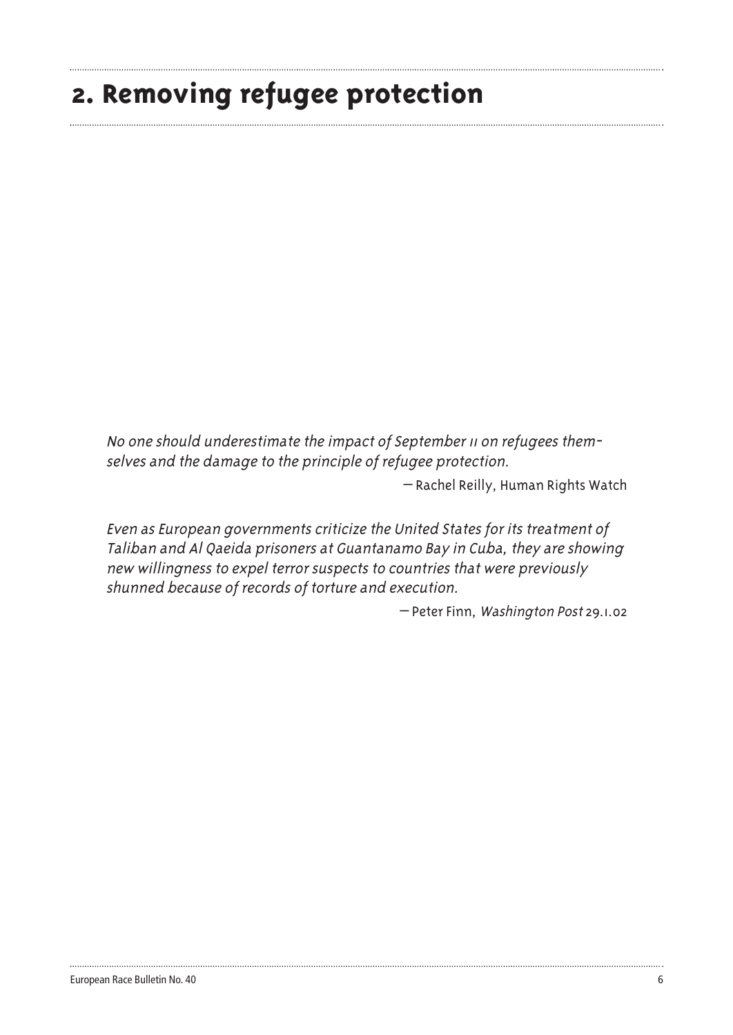# 2. Removing refugee protection

*No one should underestimate the impact of September 11 on refugees themselves and the damage to the principle of refugee protection.*

— Rachel Reilly, Human Rights Watch

*Even as European governments criticize the United States for its treatment of Taliban and Al Qaeida prisoners at Guantanamo Bay in Cuba, they are showing new willingness to expel terror suspects to countries that were previously shunned because of records of torture and execution.*

— Peter Finn, *Washington Post* 29.1.02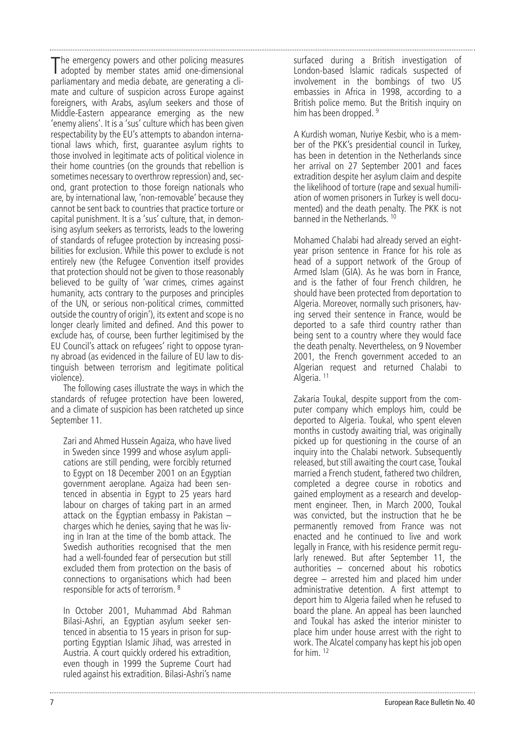The emergency powers and other policing measures adopted by member states amid one-dimensional parliamentary and media debate, are generating a climate and culture of suspicion across Europe against foreigners, with Arabs, asylum seekers and those of Middle-Eastern appearance emerging as the new 'enemy aliens'. It is a 'sus' culture which has been given respectability by the EU's attempts to abandon international laws which, first, guarantee asylum rights to those involved in legitimate acts of political violence in their home countries (on the grounds that rebellion is sometimes necessary to overthrow repression) and, second, grant protection to those foreign nationals who are, by international law, 'non-removable' because they cannot be sent back to countries that practice torture or capital punishment. It is a 'sus' culture, that, in demonising asylum seekers as terrorists, leads to the lowering of standards of refugee protection by increasing possibilities for exclusion. While this power to exclude is not entirely new (the Refugee Convention itself provides that protection should not be given to those reasonably believed to be guilty of 'war crimes, crimes against humanity, acts contrary to the purposes and principles of the UN, or serious non-political crimes, committed outside the country of origin'), its extent and scope is no longer clearly limited and defined. And this power to exclude has, of course, been further legitimised by the EU Council's attack on refugees' right to oppose tyranny abroad (as evidenced in the failure of EU law to distinguish between terrorism and legitimate political violence).

The following cases illustrate the ways in which the standards of refugee protection have been lowered, and a climate of suspicion has been ratcheted up since September 11.

> Zari and Ahmed Hussein Agaiza, who have lived in Sweden since 1999 and whose asylum applications are still pending, were forcibly returned to Egypt on 18 December 2001 on an Egyptian government aeroplane. Agaiza had been sentenced in absentia in Egypt to 25 years hard labour on charges of taking part in an armed attack on the Egyptian embassy in Pakistan – charges which he denies, saying that he was living in Iran at the time of the bomb attack. The Swedish authorities recognised that the men had a well-founded fear of persecution but still excluded them from protection on the basis of connections to organisations which had been responsible for acts of terrorism. [8]
>
> In October 2001, Muhammad Abd Rahman Bilasi-Ashri, an Egyptian asylum seeker sentenced in absentia to 15 years in prison for supporting Egyptian Islamic Jihad, was arrested in Austria. A court quickly ordered his extradition, even though in 1999 the Supreme Court had ruled against his extradition. Bilasi-Ashri's name surfaced during a British investigation of London-based Islamic radicals suspected of involvement in the bombings of two US embassies in Africa in 1998, according to a British police memo. But the British inquiry on him has been dropped. [9]
>
> A Kurdish woman, Nuriye Kesbir, who is a member of the PKK's presidential council in Turkey, has been in detention in the Netherlands since her arrival on 27 September 2001 and faces extradition despite her asylum claim and despite the likelihood of torture (rape and sexual humiliation of women prisoners in Turkey is well documented) and the death penalty. The PKK is not banned in the Netherlands. [10]
>
> Mohamed Chalabi had already served an eight-year prison sentence in France for his role as head of a support network of the Group of Armed Islam (GIA). As he was born in France, and is the father of four French children, he should have been protected from deportation to Algeria. Moreover, normally such prisoners, having served their sentence in France, would be deported to a safe third country rather than being sent to a country where they would face the death penalty. Nevertheless, on 9 November 2001, the French government acceded to an Algerian request and returned Chalabi to Algeria. [11]
>
> Zakaria Toukal, despite support from the computer company which employs him, could be deported to Algeria. Toukal, who spent eleven months in custody awaiting trial, was originally picked up for questioning in the course of an inquiry into the Chalabi network. Subsequently released, but still awaiting the court case, Toukal married a French student, fathered two children, completed a degree course in robotics and gained employment as a research and development engineer. Then, in March 2000, Toukal was convicted, but the instruction that he be permanently removed from France was not enacted and he continued to live and work legally in France, with his residence permit regularly renewed. But after September 11, the authorities – concerned about his robotics degree – arrested him and placed him under administrative detention. A first attempt to deport him to Algeria failed when he refused to board the plane. An appeal has been launched and Toukal has asked the interior minister to place him under house arrest with the right to work. The Alcatel company has kept his job open for him. [12]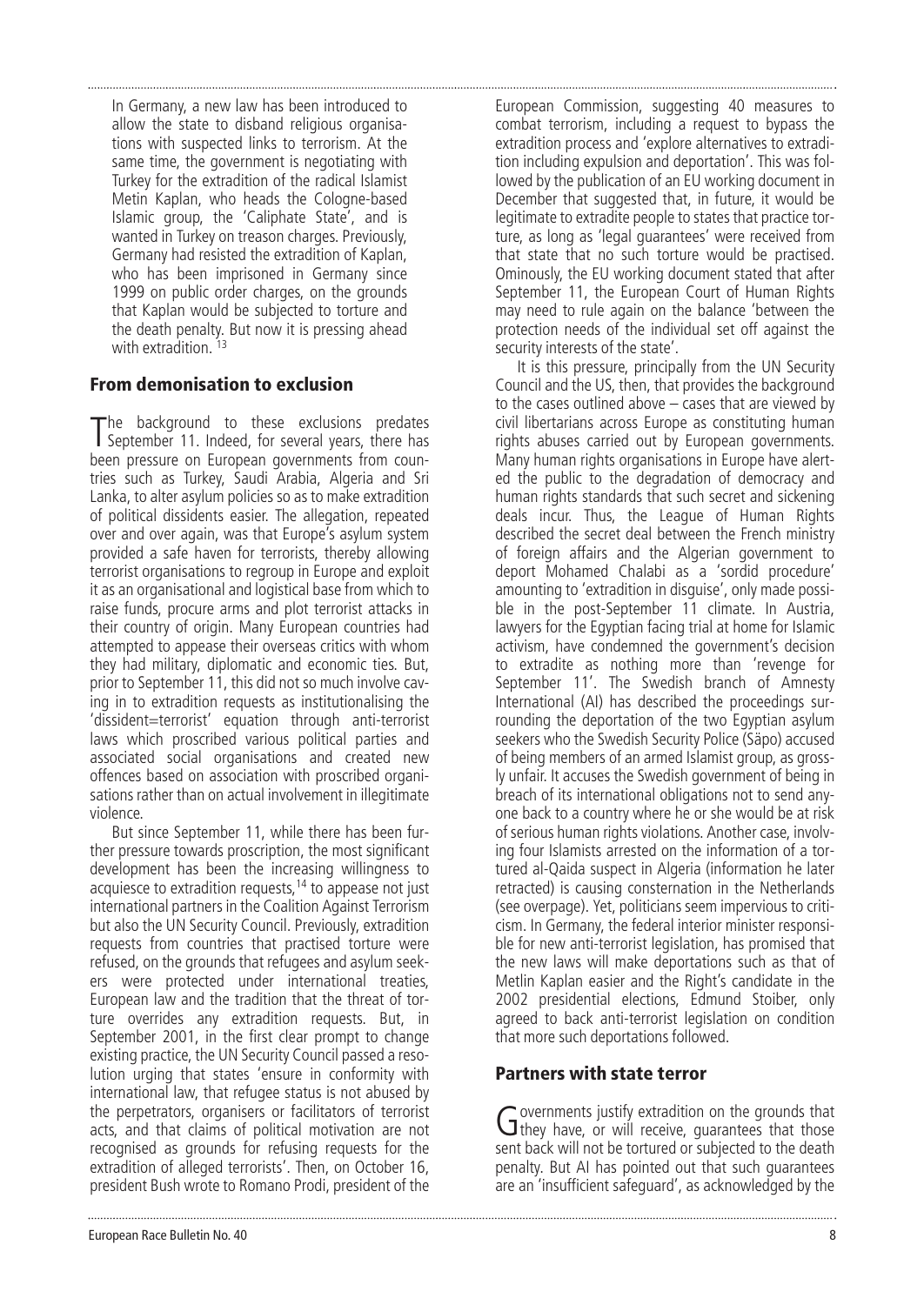In Germany, a new law has been introduced to allow the state to disband religious organisations with suspected links to terrorism. At the same time, the government is negotiating with Turkey for the extradition of the radical Islamist Metin Kaplan, who heads the Cologne-based Islamic group, the 'Caliphate State', and is wanted in Turkey on treason charges. Previously, Germany had resisted the extradition of Kaplan, who has been imprisoned in Germany since 1999 on public order charges, on the grounds that Kaplan would be subjected to torture and the death penalty. But now it is pressing ahead with extradition. [13]

## From demonisation to exclusion

The background to these exclusions predates September 11. Indeed, for several years, there has been pressure on European governments from countries such as Turkey, Saudi Arabia, Algeria and Sri Lanka, to alter asylum policies so as to make extradition of political dissidents easier. The allegation, repeated over and over again, was that Europe's asylum system provided a safe haven for terrorists, thereby allowing terrorist organisations to regroup in Europe and exploit it as an organisational and logistical base from which to raise funds, procure arms and plot terrorist attacks in their country of origin. Many European countries had attempted to appease their overseas critics with whom they had military, diplomatic and economic ties. But, prior to September 11, this did not so much involve caving in to extradition requests as institutionalising the 'dissident=terrorist' equation through anti-terrorist laws which proscribed various political parties and associated social organisations and created new offences based on association with proscribed organisations rather than on actual involvement in illegitimate violence.

But since September 11, while there has been further pressure towards proscription, the most significant development has been the increasing willingness to acquiesce to extradition requests,[14] to appease not just international partners in the Coalition Against Terrorism but also the UN Security Council. Previously, extradition requests from countries that practised torture were refused, on the grounds that refugees and asylum seekers were protected under international treaties, European law and the tradition that the threat of torture overrides any extradition requests. But, in September 2001, in the first clear prompt to change existing practice, the UN Security Council passed a resolution urging that states 'ensure in conformity with international law, that refugee status is not abused by the perpetrators, organisers or facilitators of terrorist acts, and that claims of political motivation are not recognised as grounds for refusing requests for the extradition of alleged terrorists'. Then, on October 16, president Bush wrote to Romano Prodi, president of the European Commission, suggesting 40 measures to combat terrorism, including a request to bypass the extradition process and 'explore alternatives to extradition including expulsion and deportation'. This was followed by the publication of an EU working document in December that suggested that, in future, it would be legitimate to extradite people to states that practice torture, as long as 'legal guarantees' were received from that state that no such torture would be practised. Ominously, the EU working document stated that after September 11, the European Court of Human Rights may need to rule again on the balance 'between the protection needs of the individual set off against the security interests of the state'.

It is this pressure, principally from the UN Security Council and the US, then, that provides the background to the cases outlined above – cases that are viewed by civil libertarians across Europe as constituting human rights abuses carried out by European governments. Many human rights organisations in Europe have alerted the public to the degradation of democracy and human rights standards that such secret and sickening deals incur. Thus, the League of Human Rights described the secret deal between the French ministry of foreign affairs and the Algerian government to deport Mohamed Chalabi as a 'sordid procedure' amounting to 'extradition in disguise', only made possible in the post-September 11 climate. In Austria, lawyers for the Egyptian facing trial at home for Islamic activism, have condemned the government's decision to extradite as nothing more than 'revenge for September 11'. The Swedish branch of Amnesty International (AI) has described the proceedings surrounding the deportation of the two Egyptian asylum seekers who the Swedish Security Police (Säpo) accused of being members of an armed Islamist group, as grossly unfair. It accuses the Swedish government of being in breach of its international obligations not to send anyone back to a country where he or she would be at risk of serious human rights violations. Another case, involving four Islamists arrested on the information of a tortured al-Qaida suspect in Algeria (information he later retracted) is causing consternation in the Netherlands (see overpage). Yet, politicians seem impervious to criticism. In Germany, the federal interior minister responsible for new anti-terrorist legislation, has promised that the new laws will make deportations such as that of Metlin Kaplan easier and the Right's candidate in the 2002 presidential elections, Edmund Stoiber, only agreed to back anti-terrorist legislation on condition that more such deportations followed.

## Partners with state terror

Governments justify extradition on the grounds that they have, or will receive, guarantees that those sent back will not be tortured or subjected to the death penalty. But AI has pointed out that such guarantees are an 'insufficient safeguard', as acknowledged by the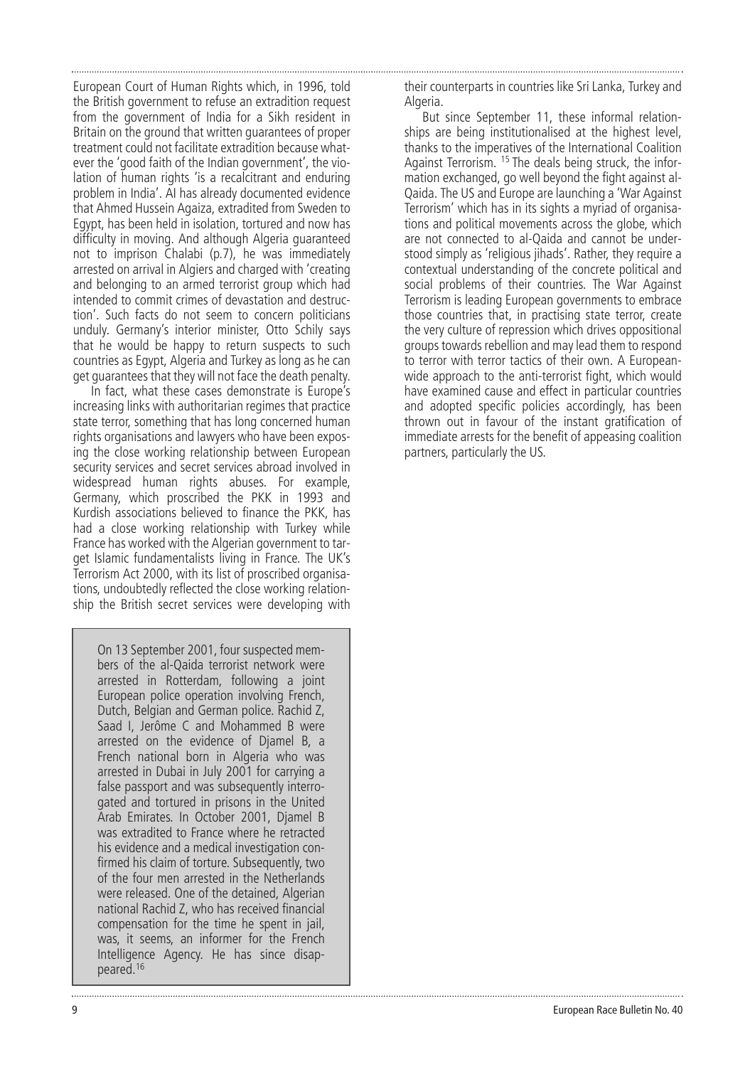European Court of Human Rights which, in 1996, told the British government to refuse an extradition request from the government of India for a Sikh resident in Britain on the ground that written guarantees of proper treatment could not facilitate extradition because whatever the 'good faith of the Indian government', the violation of human rights 'is a recalcitrant and enduring problem in India'. AI has already documented evidence that Ahmed Hussein Agaiza, extradited from Sweden to Egypt, has been held in isolation, tortured and now has difficulty in moving. And although Algeria guaranteed not to imprison Chalabi (p.7), he was immediately arrested on arrival in Algiers and charged with 'creating and belonging to an armed terrorist group which had intended to commit crimes of devastation and destruction'. Such facts do not seem to concern politicians unduly. Germany's interior minister, Otto Schily says that he would be happy to return suspects to such countries as Egypt, Algeria and Turkey as long as he can get guarantees that they will not face the death penalty.

In fact, what these cases demonstrate is Europe's increasing links with authoritarian regimes that practice state terror, something that has long concerned human rights organisations and lawyers who have been exposing the close working relationship between European security services and secret services abroad involved in widespread human rights abuses. For example, Germany, which proscribed the PKK in 1993 and Kurdish associations believed to finance the PKK, has had a close working relationship with Turkey while France has worked with the Algerian government to target Islamic fundamentalists living in France. The UK's Terrorism Act 2000, with its list of proscribed organisations, undoubtedly reflected the close working relationship the British secret services were developing with their counterparts in countries like Sri Lanka, Turkey and Algeria.

But since September 11, these informal relationships are being institutionalised at the highest level, thanks to the imperatives of the International Coalition Against Terrorism. [15] The deals being struck, the information exchanged, go well beyond the fight against al-Qaida. The US and Europe are launching a 'War Against Terrorism' which has in its sights a myriad of organisations and political movements across the globe, which are not connected to al-Qaida and cannot be understood simply as 'religious jihads'. Rather, they require a contextual understanding of the concrete political and social problems of their countries. The War Against Terrorism is leading European governments to embrace those countries that, in practising state terror, create the very culture of repression which drives oppositional groups towards rebellion and may lead them to respond to terror with terror tactics of their own. A European-wide approach to the anti-terrorist fight, which would have examined cause and effect in particular countries and adopted specific policies accordingly, has been thrown out in favour of the instant gratification of immediate arrests for the benefit of appeasing coalition partners, particularly the US.

> On 13 September 2001, four suspected members of the al-Qaida terrorist network were arrested in Rotterdam, following a joint European police operation involving French, Dutch, Belgian and German police. Rachid Z, Saad I, Jerôme C and Mohammed B were arrested on the evidence of Djamel B, a French national born in Algeria who was arrested in Dubai in July 2001 for carrying a false passport and was subsequently interrogated and tortured in prisons in the United Arab Emirates. In October 2001, Djamel B was extradited to France where he retracted his evidence and a medical investigation confirmed his claim of torture. Subsequently, two of the four men arrested in the Netherlands were released. One of the detained, Algerian national Rachid Z, who has received financial compensation for the time he spent in jail, was, it seems, an informer for the French Intelligence Agency. He has since disappeared.[16]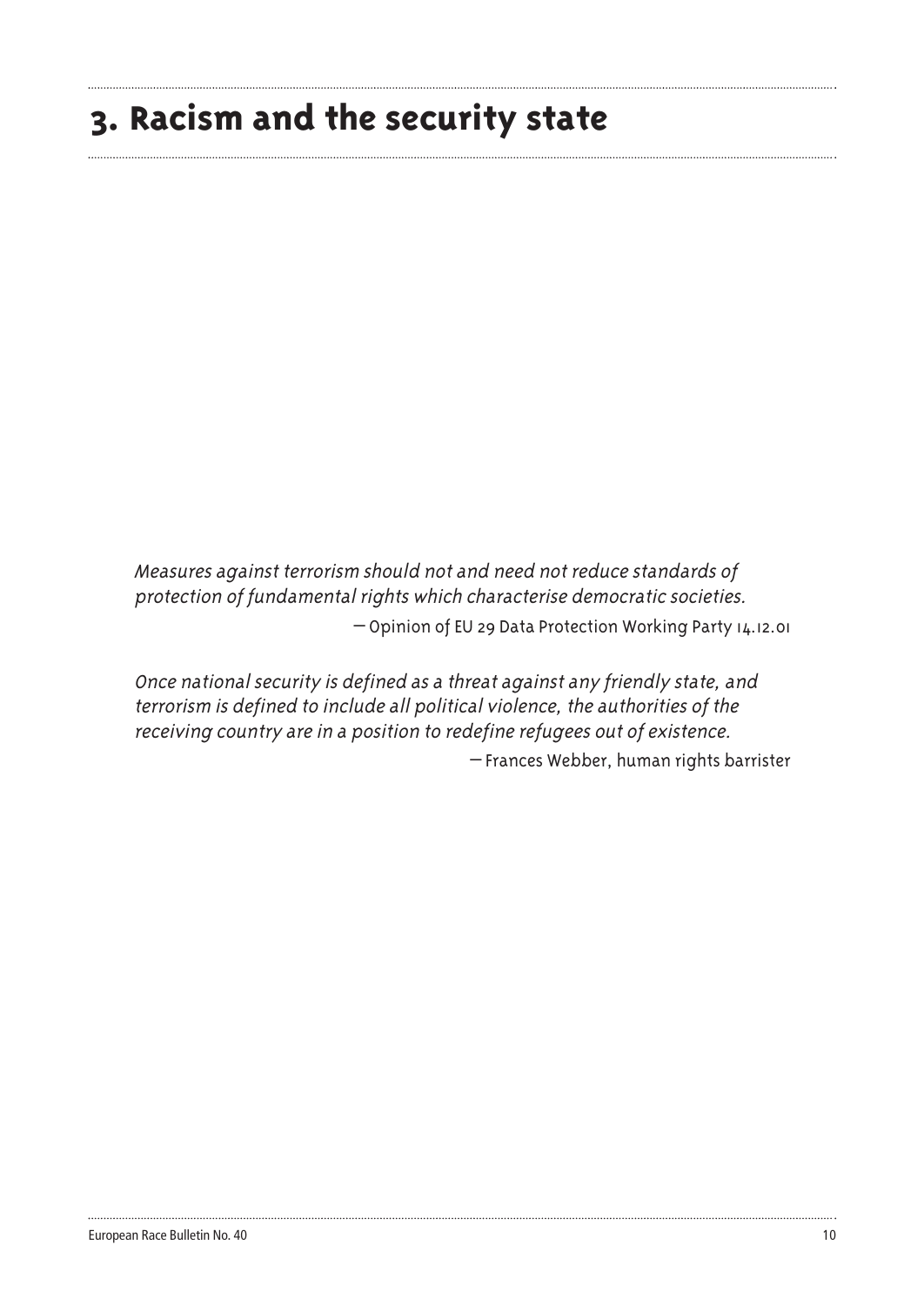# 3. Racism and the security state

*Measures against terrorism should not and need not reduce standards of protection of fundamental rights which characterise democratic societies.*

— Opinion of EU 29 Data Protection Working Party 14.12.01

*Once national security is defined as a threat against any friendly state, and terrorism is defined to include all political violence, the authorities of the receiving country are in a position to redefine refugees out of existence.*

— Frances Webber, human rights barrister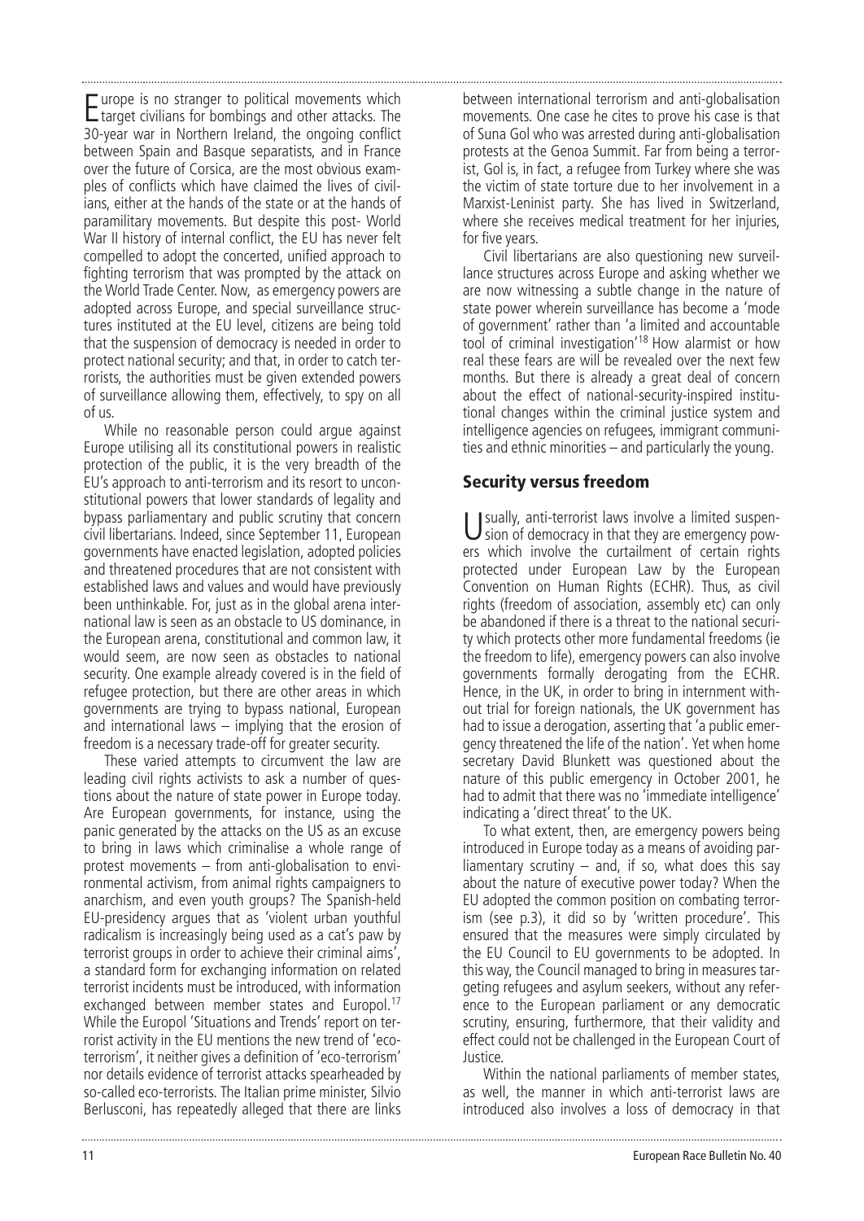Europe is no stranger to political movements which target civilians for bombings and other attacks. The 30-year war in Northern Ireland, the ongoing conflict between Spain and Basque separatists, and in France over the future of Corsica, are the most obvious examples of conflicts which have claimed the lives of civilians, either at the hands of the state or at the hands of paramilitary movements. But despite this post- World War II history of internal conflict, the EU has never felt compelled to adopt the concerted, unified approach to fighting terrorism that was prompted by the attack on the World Trade Center. Now, as emergency powers are adopted across Europe, and special surveillance structures instituted at the EU level, citizens are being told that the suspension of democracy is needed in order to protect national security; and that, in order to catch terrorists, the authorities must be given extended powers of surveillance allowing them, effectively, to spy on all of us.

While no reasonable person could argue against Europe utilising all its constitutional powers in realistic protection of the public, it is the very breadth of the EU's approach to anti-terrorism and its resort to unconstitutional powers that lower standards of legality and bypass parliamentary and public scrutiny that concern civil libertarians. Indeed, since September 11, European governments have enacted legislation, adopted policies and threatened procedures that are not consistent with established laws and values and would have previously been unthinkable. For, just as in the global arena international law is seen as an obstacle to US dominance, in the European arena, constitutional and common law, it would seem, are now seen as obstacles to national security. One example already covered is in the field of refugee protection, but there are other areas in which governments are trying to bypass national, European and international laws – implying that the erosion of freedom is a necessary trade-off for greater security.

These varied attempts to circumvent the law are leading civil rights activists to ask a number of questions about the nature of state power in Europe today. Are European governments, for instance, using the panic generated by the attacks on the US as an excuse to bring in laws which criminalise a whole range of protest movements – from anti-globalisation to environmental activism, from animal rights campaigners to anarchism, and even youth groups? The Spanish-held EU-presidency argues that as 'violent urban youthful radicalism is increasingly being used as a cat's paw by terrorist groups in order to achieve their criminal aims', a standard form for exchanging information on related terrorist incidents must be introduced, with information exchanged between member states and Europol.[17] While the Europol 'Situations and Trends' report on terrorist activity in the EU mentions the new trend of 'eco-terrorism', it neither gives a definition of 'eco-terrorism' nor details evidence of terrorist attacks spearheaded by so-called eco-terrorists. The Italian prime minister, Silvio Berlusconi, has repeatedly alleged that there are links between international terrorism and anti-globalisation movements. One case he cites to prove his case is that of Suna Gol who was arrested during anti-globalisation protests at the Genoa Summit. Far from being a terrorist, Gol is, in fact, a refugee from Turkey where she was the victim of state torture due to her involvement in a Marxist-Leninist party. She has lived in Switzerland, where she receives medical treatment for her injuries, for five years.

Civil libertarians are also questioning new surveillance structures across Europe and asking whether we are now witnessing a subtle change in the nature of state power wherein surveillance has become a 'mode of government' rather than 'a limited and accountable tool of criminal investigation'[18] How alarmist or how real these fears are will be revealed over the next few months. But there is already a great deal of concern about the effect of national-security-inspired institutional changes within the criminal justice system and intelligence agencies on refugees, immigrant communities and ethnic minorities – and particularly the young.

## Security versus freedom

Usually, anti-terrorist laws involve a limited suspension of democracy in that they are emergency powers which involve the curtailment of certain rights protected under European Law by the European Convention on Human Rights (ECHR). Thus, as civil rights (freedom of association, assembly etc) can only be abandoned if there is a threat to the national security which protects other more fundamental freedoms (ie the freedom to life), emergency powers can also involve governments formally derogating from the ECHR. Hence, in the UK, in order to bring in internment without trial for foreign nationals, the UK government has had to issue a derogation, asserting that 'a public emergency threatened the life of the nation'. Yet when home secretary David Blunkett was questioned about the nature of this public emergency in October 2001, he had to admit that there was no 'immediate intelligence' indicating a 'direct threat' to the UK.

To what extent, then, are emergency powers being introduced in Europe today as a means of avoiding parliamentary scrutiny – and, if so, what does this say about the nature of executive power today? When the EU adopted the common position on combating terrorism (see p.3), it did so by 'written procedure'. This ensured that the measures were simply circulated by the EU Council to EU governments to be adopted. In this way, the Council managed to bring in measures targeting refugees and asylum seekers, without any reference to the European parliament or any democratic scrutiny, ensuring, furthermore, that their validity and effect could not be challenged in the European Court of Justice.

Within the national parliaments of member states, as well, the manner in which anti-terrorist laws are introduced also involves a loss of democracy in that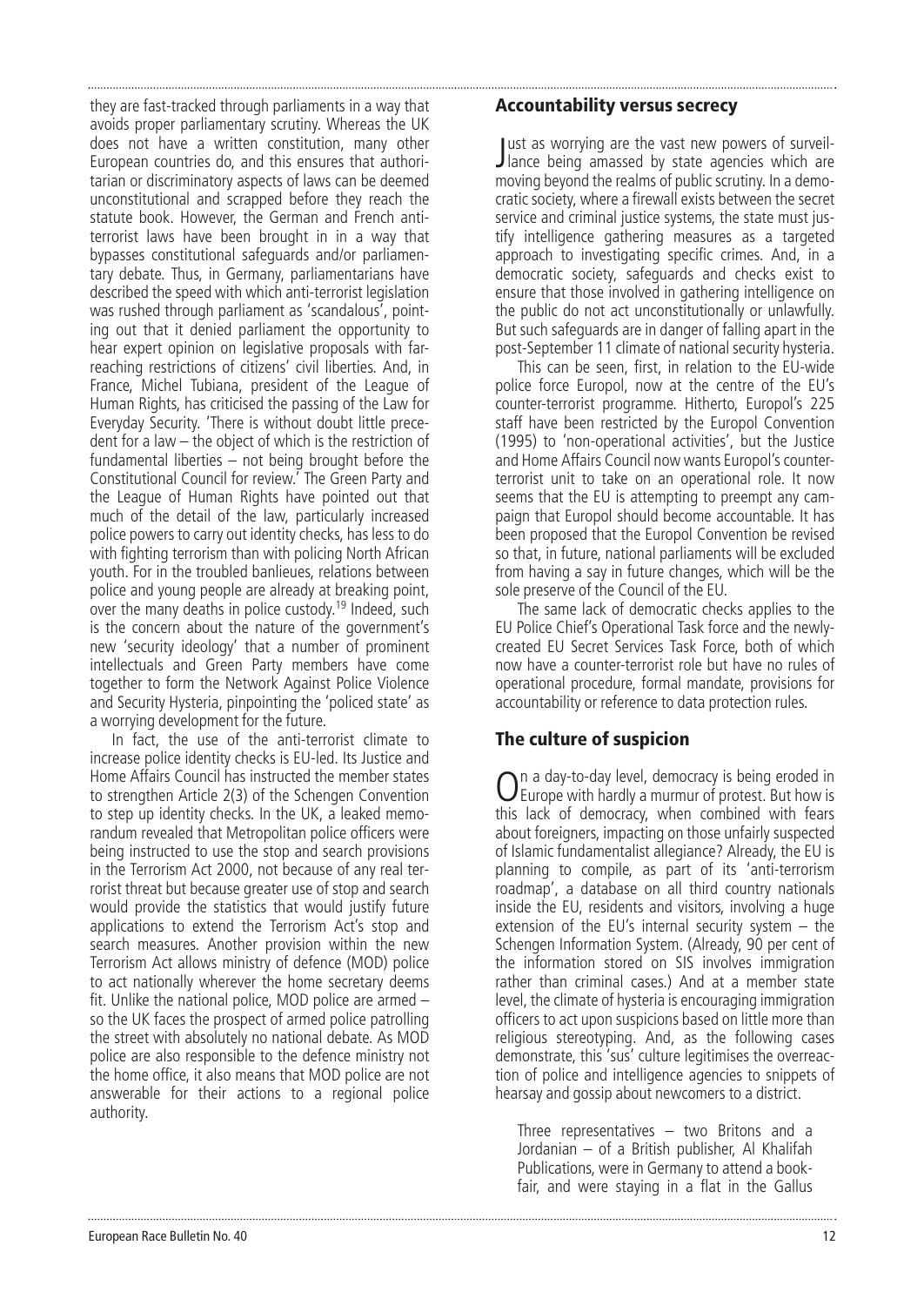they are fast-tracked through parliaments in a way that avoids proper parliamentary scrutiny. Whereas the UK does not have a written constitution, many other European countries do, and this ensures that authoritarian or discriminatory aspects of laws can be deemed unconstitutional and scrapped before they reach the statute book. However, the German and French anti-terrorist laws have been brought in in a way that bypasses constitutional safeguards and/or parliamentary debate. Thus, in Germany, parliamentarians have described the speed with which anti-terrorist legislation was rushed through parliament as 'scandalous', pointing out that it denied parliament the opportunity to hear expert opinion on legislative proposals with far-reaching restrictions of citizens' civil liberties. And, in France, Michel Tubiana, president of the League of Human Rights, has criticised the passing of the Law for Everyday Security. 'There is without doubt little precedent for a law – the object of which is the restriction of fundamental liberties – not being brought before the Constitutional Council for review.' The Green Party and the League of Human Rights have pointed out that much of the detail of the law, particularly increased police powers to carry out identity checks, has less to do with fighting terrorism than with policing North African youth. For in the troubled banlieues, relations between police and young people are already at breaking point, over the many deaths in police custody.[19] Indeed, such is the concern about the nature of the government's new 'security ideology' that a number of prominent intellectuals and Green Party members have come together to form the Network Against Police Violence and Security Hysteria, pinpointing the 'policed state' as a worrying development for the future.

In fact, the use of the anti-terrorist climate to increase police identity checks is EU-led. Its Justice and Home Affairs Council has instructed the member states to strengthen Article 2(3) of the Schengen Convention to step up identity checks. In the UK, a leaked memorandum revealed that Metropolitan police officers were being instructed to use the stop and search provisions in the Terrorism Act 2000, not because of any real terrorist threat but because greater use of stop and search would provide the statistics that would justify future applications to extend the Terrorism Act's stop and search measures. Another provision within the new Terrorism Act allows ministry of defence (MOD) police to act nationally wherever the home secretary deems fit. Unlike the national police, MOD police are armed – so the UK faces the prospect of armed police patrolling the street with absolutely no national debate. As MOD police are also responsible to the defence ministry not the home office, it also means that MOD police are not answerable for their actions to a regional police authority.

## Accountability versus secrecy

Just as worrying are the vast new powers of surveillance being amassed by state agencies which are moving beyond the realms of public scrutiny. In a democratic society, where a firewall exists between the secret service and criminal justice systems, the state must justify intelligence gathering measures as a targeted approach to investigating specific crimes. And, in a democratic society, safeguards and checks exist to ensure that those involved in gathering intelligence on the public do not act unconstitutionally or unlawfully. But such safeguards are in danger of falling apart in the post-September 11 climate of national security hysteria.

This can be seen, first, in relation to the EU-wide police force Europol, now at the centre of the EU's counter-terrorist programme. Hitherto, Europol's 225 staff have been restricted by the Europol Convention (1995) to 'non-operational activities', but the Justice and Home Affairs Council now wants Europol's counter-terrorist unit to take on an operational role. It now seems that the EU is attempting to preempt any campaign that Europol should become accountable. It has been proposed that the Europol Convention be revised so that, in future, national parliaments will be excluded from having a say in future changes, which will be the sole preserve of the Council of the EU.

The same lack of democratic checks applies to the EU Police Chief's Operational Task force and the newly-created EU Secret Services Task Force, both of which now have a counter-terrorist role but have no rules of operational procedure, formal mandate, provisions for accountability or reference to data protection rules.

## The culture of suspicion

On a day-to-day level, democracy is being eroded in Europe with hardly a murmur of protest. But how is this lack of democracy, when combined with fears about foreigners, impacting on those unfairly suspected of Islamic fundamentalist allegiance? Already, the EU is planning to compile, as part of its 'anti-terrorism roadmap', a database on all third country nationals inside the EU, residents and visitors, involving a huge extension of the EU's internal security system – the Schengen Information System. (Already, 90 per cent of the information stored on SIS involves immigration rather than criminal cases.) And at a member state level, the climate of hysteria is encouraging immigration officers to act upon suspicions based on little more than religious stereotyping. And, as the following cases demonstrate, this 'sus' culture legitimises the overreaction of police and intelligence agencies to snippets of hearsay and gossip about newcomers to a district.

> Three representatives – two Britons and a Jordanian – of a British publisher, Al Khalifah Publications, were in Germany to attend a book-fair, and were staying in a flat in the Gallus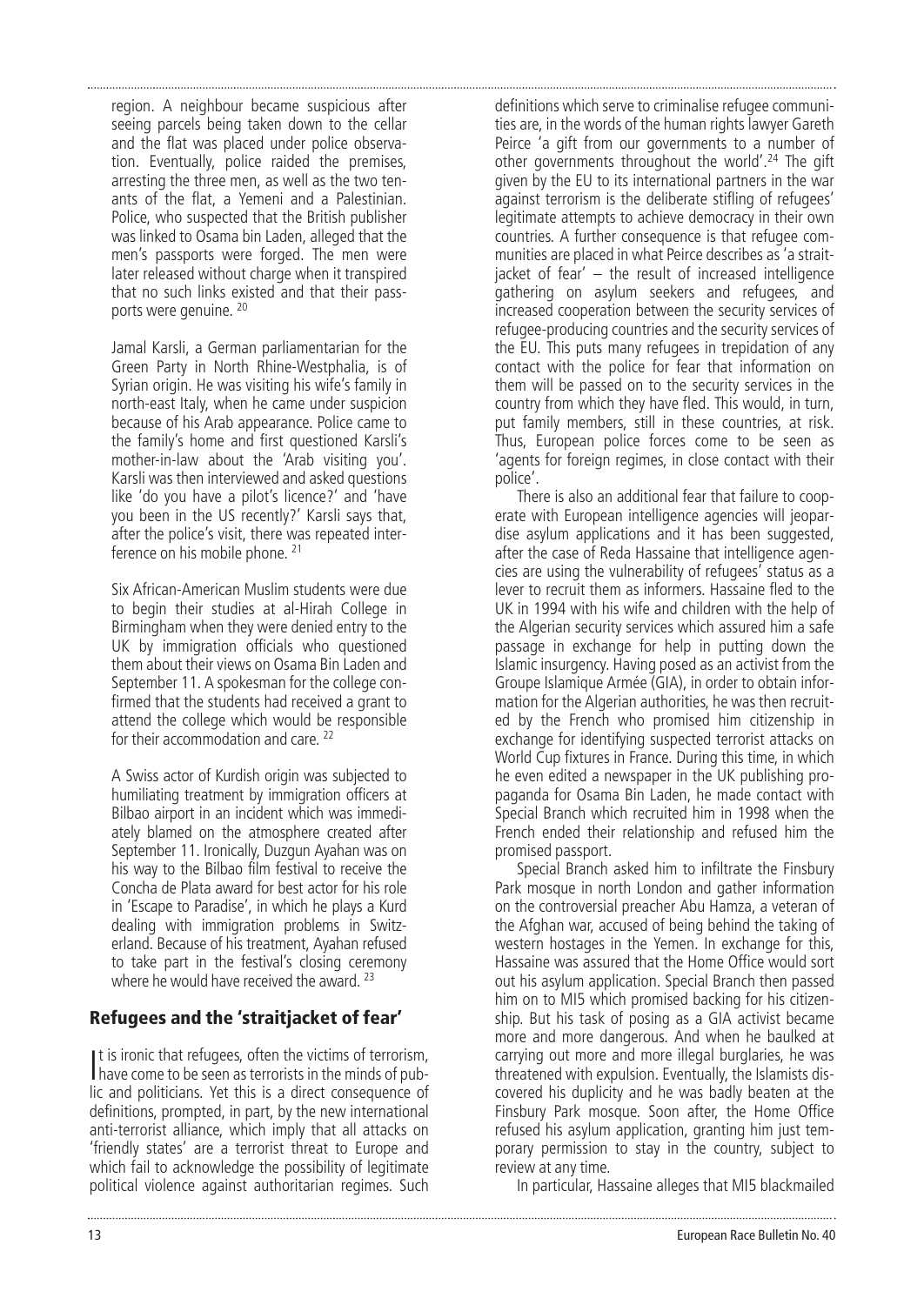region. A neighbour became suspicious after seeing parcels being taken down to the cellar and the flat was placed under police observation. Eventually, police raided the premises, arresting the three men, as well as the two tenants of the flat, a Yemeni and a Palestinian. Police, who suspected that the British publisher was linked to Osama bin Laden, alleged that the men's passports were forged. The men were later released without charge when it transpired that no such links existed and that their passports were genuine. [20]

Jamal Karsli, a German parliamentarian for the Green Party in North Rhine-Westphalia, is of Syrian origin. He was visiting his wife's family in north-east Italy, when he came under suspicion because of his Arab appearance. Police came to the family's home and first questioned Karsli's mother-in-law about the 'Arab visiting you'. Karsli was then interviewed and asked questions like 'do you have a pilot's licence?' and 'have you been in the US recently?' Karsli says that, after the police's visit, there was repeated interference on his mobile phone. [21]

Six African-American Muslim students were due to begin their studies at al-Hirah College in Birmingham when they were denied entry to the UK by immigration officials who questioned them about their views on Osama Bin Laden and September 11. A spokesman for the college confirmed that the students had received a grant to attend the college which would be responsible for their accommodation and care. [22]

A Swiss actor of Kurdish origin was subjected to humiliating treatment by immigration officers at Bilbao airport in an incident which was immediately blamed on the atmosphere created after September 11. Ironically, Duzgun Ayahan was on his way to the Bilbao film festival to receive the Concha de Plata award for best actor for his role in 'Escape to Paradise', in which he plays a Kurd dealing with immigration problems in Switzerland. Because of his treatment, Ayahan refused to take part in the festival's closing ceremony where he would have received the award. [23]

## Refugees and the 'straitjacket of fear'

It is ironic that refugees, often the victims of terrorism, have come to be seen as terrorists in the minds of public and politicians. Yet this is a direct consequence of definitions, prompted, in part, by the new international anti-terrorist alliance, which imply that all attacks on 'friendly states' are a terrorist threat to Europe and which fail to acknowledge the possibility of legitimate political violence against authoritarian regimes. Such definitions which serve to criminalise refugee communities are, in the words of the human rights lawyer Gareth Peirce 'a gift from our governments to a number of other governments throughout the world'.[24] The gift given by the EU to its international partners in the war against terrorism is the deliberate stifling of refugees' legitimate attempts to achieve democracy in their own countries. A further consequence is that refugee communities are placed in what Peirce describes as 'a straitjacket of fear' – the result of increased intelligence gathering on asylum seekers and refugees, and increased cooperation between the security services of refugee-producing countries and the security services of the EU. This puts many refugees in trepidation of any contact with the police for fear that information on them will be passed on to the security services in the country from which they have fled. This would, in turn, put family members, still in these countries, at risk. Thus, European police forces come to be seen as 'agents for foreign regimes, in close contact with their police'.

There is also an additional fear that failure to cooperate with European intelligence agencies will jeopardise asylum applications and it has been suggested, after the case of Reda Hassaine that intelligence agencies are using the vulnerability of refugees' status as a lever to recruit them as informers. Hassaine fled to the UK in 1994 with his wife and children with the help of the Algerian security services which assured him a safe passage in exchange for help in putting down the Islamic insurgency. Having posed as an activist from the Groupe Islamique Armée (GIA), in order to obtain information for the Algerian authorities, he was then recruited by the French who promised him citizenship in exchange for identifying suspected terrorist attacks on World Cup fixtures in France. During this time, in which he even edited a newspaper in the UK publishing propaganda for Osama Bin Laden, he made contact with Special Branch which recruited him in 1998 when the French ended their relationship and refused him the promised passport.

Special Branch asked him to infiltrate the Finsbury Park mosque in north London and gather information on the controversial preacher Abu Hamza, a veteran of the Afghan war, accused of being behind the taking of western hostages in the Yemen. In exchange for this, Hassaine was assured that the Home Office would sort out his asylum application. Special Branch then passed him on to MI5 which promised backing for his citizenship. But his task of posing as a GIA activist became more and more dangerous. And when he baulked at carrying out more and more illegal burglaries, he was threatened with expulsion. Eventually, the Islamists discovered his duplicity and he was badly beaten at the Finsbury Park mosque. Soon after, the Home Office refused his asylum application, granting him just temporary permission to stay in the country, subject to review at any time.

In particular, Hassaine alleges that MI5 blackmailed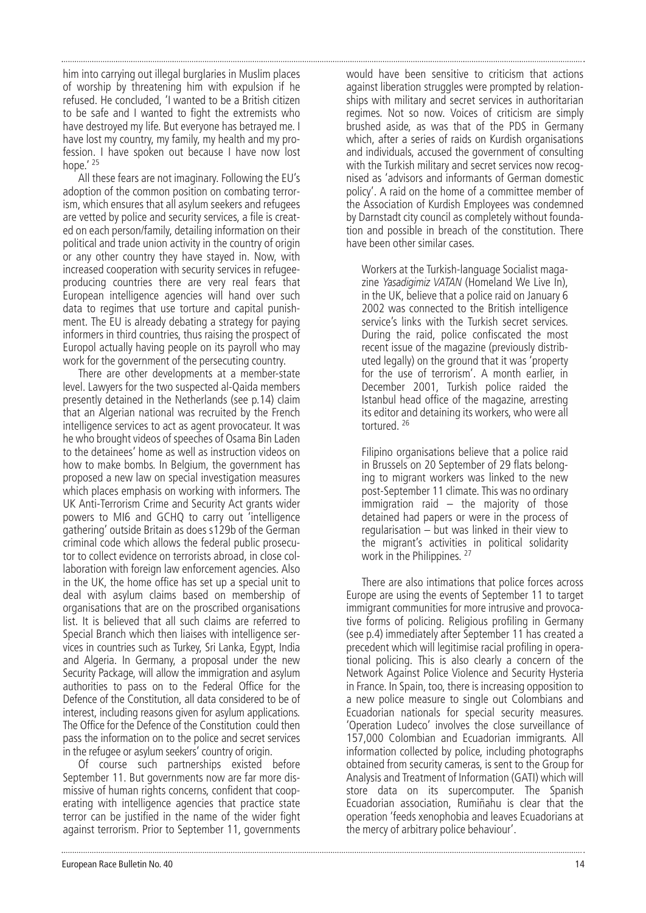him into carrying out illegal burglaries in Muslim places of worship by threatening him with expulsion if he refused. He concluded, 'I wanted to be a British citizen to be safe and I wanted to fight the extremists who have destroyed my life. But everyone has betrayed me. I have lost my country, my family, my health and my profession. I have spoken out because I have now lost hope.' [25]

All these fears are not imaginary. Following the EU's adoption of the common position on combating terrorism, which ensures that all asylum seekers and refugees are vetted by police and security services, a file is created on each person/family, detailing information on their political and trade union activity in the country of origin or any other country they have stayed in. Now, with increased cooperation with security services in refugee-producing countries there are very real fears that European intelligence agencies will hand over such data to regimes that use torture and capital punishment. The EU is already debating a strategy for paying informers in third countries, thus raising the prospect of Europol actually having people on its payroll who may work for the government of the persecuting country.

There are other developments at a member-state level. Lawyers for the two suspected al-Qaida members presently detained in the Netherlands (see p.14) claim that an Algerian national was recruited by the French intelligence services to act as agent provocateur. It was he who brought videos of speeches of Osama Bin Laden to the detainees' home as well as instruction videos on how to make bombs. In Belgium, the government has proposed a new law on special investigation measures which places emphasis on working with informers. The UK Anti-Terrorism Crime and Security Act grants wider powers to MI6 and GCHQ to carry out 'intelligence gathering' outside Britain as does s129b of the German criminal code which allows the federal public prosecutor to collect evidence on terrorists abroad, in close collaboration with foreign law enforcement agencies. Also in the UK, the home office has set up a special unit to deal with asylum claims based on membership of organisations that are on the proscribed organisations list. It is believed that all such claims are referred to Special Branch which then liaises with intelligence services in countries such as Turkey, Sri Lanka, Egypt, India and Algeria. In Germany, a proposal under the new Security Package, will allow the immigration and asylum authorities to pass on to the Federal Office for the Defence of the Constitution, all data considered to be of interest, including reasons given for asylum applications. The Office for the Defence of the Constitution could then pass the information on to the police and secret services in the refugee or asylum seekers' country of origin.

Of course such partnerships existed before September 11. But governments now are far more dismissive of human rights concerns, confident that cooperating with intelligence agencies that practice state terror can be justified in the name of the wider fight against terrorism. Prior to September 11, governments would have been sensitive to criticism that actions against liberation struggles were prompted by relationships with military and secret services in authoritarian regimes. Not so now. Voices of criticism are simply brushed aside, as was that of the PDS in Germany which, after a series of raids on Kurdish organisations and individuals, accused the government of consulting with the Turkish military and secret services now recognised as 'advisors and informants of German domestic policy'. A raid on the home of a committee member of the Association of Kurdish Employees was condemned by Darnstadt city council as completely without foundation and possible in breach of the constitution. There have been other similar cases.

> Workers at the Turkish-language Socialist magazine *Yasadigimiz VATAN* (Homeland We Live In), in the UK, believe that a police raid on January 6 2002 was connected to the British intelligence service's links with the Turkish secret services. During the raid, police confiscated the most recent issue of the magazine (previously distributed legally) on the ground that it was 'property for the use of terrorism'. A month earlier, in December 2001, Turkish police raided the Istanbul head office of the magazine, arresting its editor and detaining its workers, who were all tortured. [26]

> Filipino organisations believe that a police raid in Brussels on 20 September of 29 flats belonging to migrant workers was linked to the new post-September 11 climate. This was no ordinary immigration raid – the majority of those detained had papers or were in the process of regularisation – but was linked in their view to the migrant's activities in political solidarity work in the Philippines. [27]

There are also intimations that police forces across Europe are using the events of September 11 to target immigrant communities for more intrusive and provocative forms of policing. Religious profiling in Germany (see p.4) immediately after September 11 has created a precedent which will legitimise racial profiling in operational policing. This is also clearly a concern of the Network Against Police Violence and Security Hysteria in France. In Spain, too, there is increasing opposition to a new police measure to single out Colombians and Ecuadorian nationals for special security measures. 'Operation Ludeco' involves the close surveillance of 157,000 Colombian and Ecuadorian immigrants. All information collected by police, including photographs obtained from security cameras, is sent to the Group for Analysis and Treatment of Information (GATI) which will store data on its supercomputer. The Spanish Ecuadorian association, Rumiñahu is clear that the operation 'feeds xenophobia and leaves Ecuadorians at the mercy of arbitrary police behaviour'.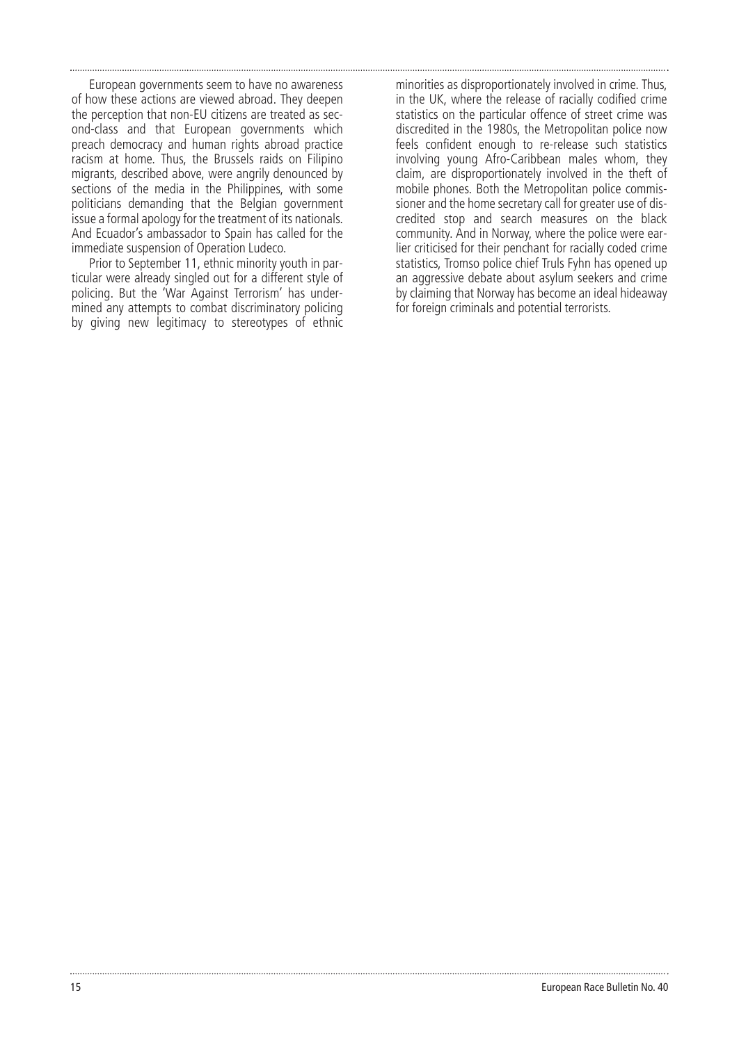European governments seem to have no awareness of how these actions are viewed abroad. They deepen the perception that non-EU citizens are treated as second-class and that European governments which preach democracy and human rights abroad practice racism at home. Thus, the Brussels raids on Filipino migrants, described above, were angrily denounced by sections of the media in the Philippines, with some politicians demanding that the Belgian government issue a formal apology for the treatment of its nationals. And Ecuador's ambassador to Spain has called for the immediate suspension of Operation Ludeco.

Prior to September 11, ethnic minority youth in particular were already singled out for a different style of policing. But the 'War Against Terrorism' has undermined any attempts to combat discriminatory policing by giving new legitimacy to stereotypes of ethnic minorities as disproportionately involved in crime. Thus, in the UK, where the release of racially codified crime statistics on the particular offence of street crime was discredited in the 1980s, the Metropolitan police now feels confident enough to re-release such statistics involving young Afro-Caribbean males whom, they claim, are disproportionately involved in the theft of mobile phones. Both the Metropolitan police commissioner and the home secretary call for greater use of discredited stop and search measures on the black community. And in Norway, where the police were earlier criticised for their penchant for racially coded crime statistics, Tromso police chief Truls Fyhn has opened up an aggressive debate about asylum seekers and crime by claiming that Norway has become an ideal hideaway for foreign criminals and potential terrorists.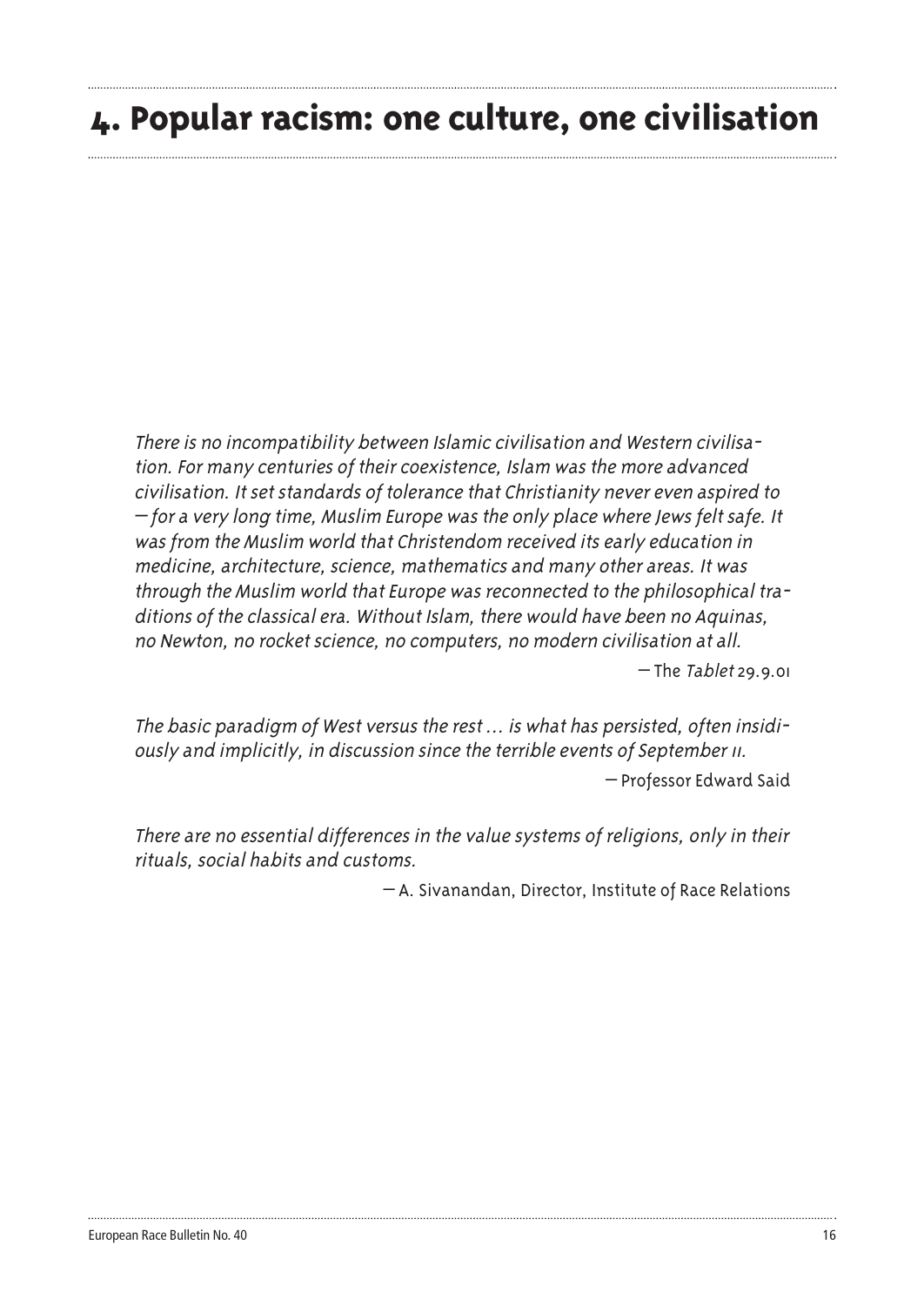# 4. Popular racism: one culture, one civilisation

*There is no incompatibility between Islamic civilisation and Western civilisation. For many centuries of their coexistence, Islam was the more advanced civilisation. It set standards of tolerance that Christianity never even aspired to – for a very long time, Muslim Europe was the only place where Jews felt safe. It was from the Muslim world that Christendom received its early education in medicine, architecture, science, mathematics and many other areas. It was through the Muslim world that Europe was reconnected to the philosophical traditions of the classical era. Without Islam, there would have been no Aquinas, no Newton, no rocket science, no computers, no modern civilisation at all.*

– The *Tablet* 29.9.01

*The basic paradigm of West versus the rest ... is what has persisted, often insidiously and implicitly, in discussion since the terrible events of September 11.*

– Professor Edward Said

*There are no essential differences in the value systems of religions, only in their rituals, social habits and customs.*

– A. Sivanandan, Director, Institute of Race Relations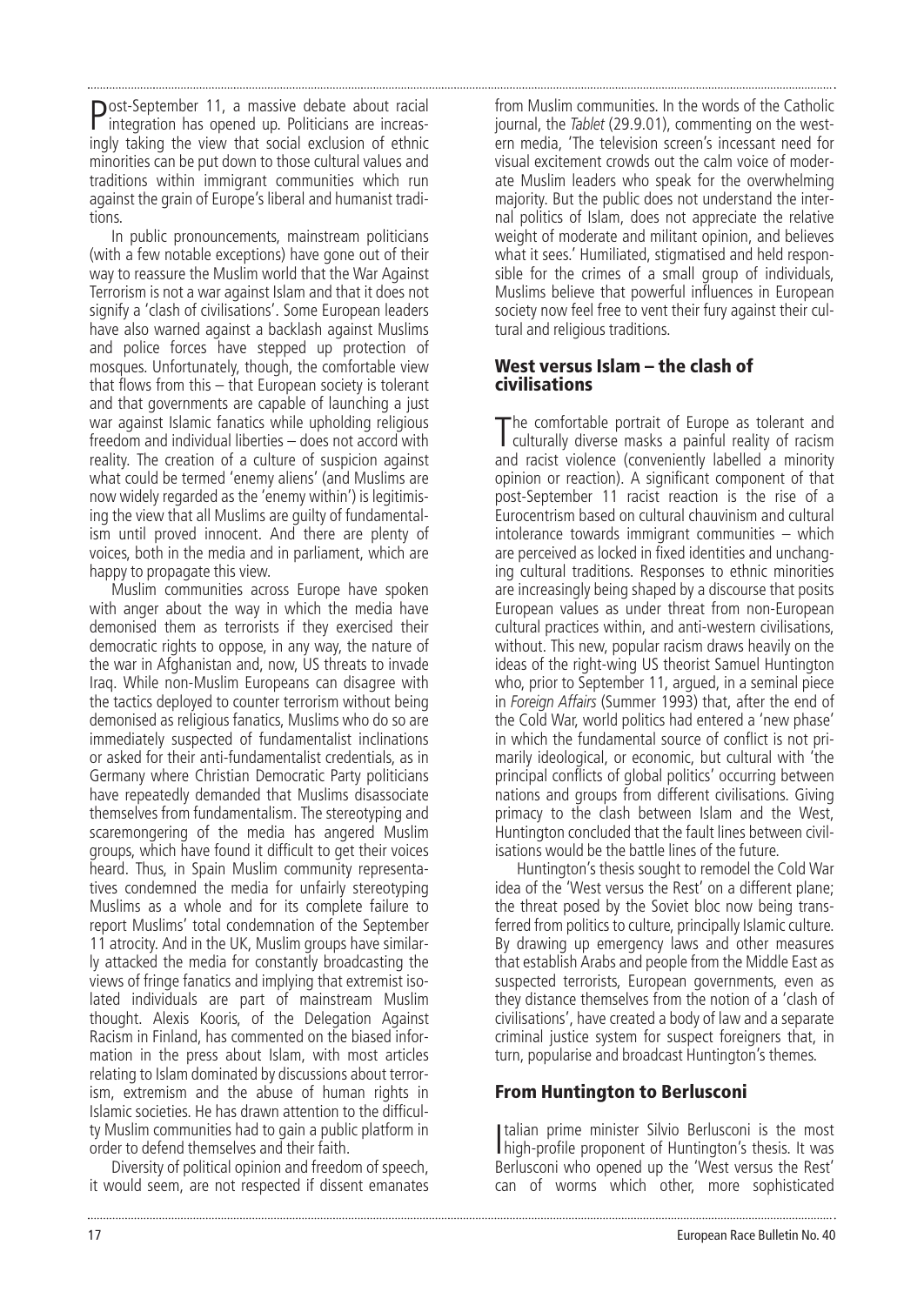Post-September 11, a massive debate about racial integration has opened up. Politicians are increasingly taking the view that social exclusion of ethnic minorities can be put down to those cultural values and traditions within immigrant communities which run against the grain of Europe's liberal and humanist traditions.

In public pronouncements, mainstream politicians (with a few notable exceptions) have gone out of their way to reassure the Muslim world that the War Against Terrorism is not a war against Islam and that it does not signify a 'clash of civilisations'. Some European leaders have also warned against a backlash against Muslims and police forces have stepped up protection of mosques. Unfortunately, though, the comfortable view that flows from this – that European society is tolerant and that governments are capable of launching a just war against Islamic fanatics while upholding religious freedom and individual liberties – does not accord with reality. The creation of a culture of suspicion against what could be termed 'enemy aliens' (and Muslims are now widely regarded as the 'enemy within') is legitimising the view that all Muslims are guilty of fundamentalism until proved innocent. And there are plenty of voices, both in the media and in parliament, which are happy to propagate this view.

Muslim communities across Europe have spoken with anger about the way in which the media have demonised them as terrorists if they exercised their democratic rights to oppose, in any way, the nature of the war in Afghanistan and, now, US threats to invade Iraq. While non-Muslim Europeans can disagree with the tactics deployed to counter terrorism without being demonised as religious fanatics, Muslims who do so are immediately suspected of fundamentalist inclinations or asked for their anti-fundamentalist credentials, as in Germany where Christian Democratic Party politicians have repeatedly demanded that Muslims disassociate themselves from fundamentalism. The stereotyping and scaremongering of the media has angered Muslim groups, which have found it difficult to get their voices heard. Thus, in Spain Muslim community representatives condemned the media for unfairly stereotyping Muslims as a whole and for its complete failure to report Muslims' total condemnation of the September 11 atrocity. And in the UK, Muslim groups have similarly attacked the media for constantly broadcasting the views of fringe fanatics and implying that extremist isolated individuals are part of mainstream Muslim thought. Alexis Kooris, of the Delegation Against Racism in Finland, has commented on the biased information in the press about Islam, with most articles relating to Islam dominated by discussions about terrorism, extremism and the abuse of human rights in Islamic societies. He has drawn attention to the difficulty Muslim communities had to gain a public platform in order to defend themselves and their faith.

Diversity of political opinion and freedom of speech, it would seem, are not respected if dissent emanates from Muslim communities. In the words of the Catholic journal, the *Tablet* (29.9.01), commenting on the western media, 'The television screen's incessant need for visual excitement crowds out the calm voice of moderate Muslim leaders who speak for the overwhelming majority. But the public does not understand the internal politics of Islam, does not appreciate the relative weight of moderate and militant opinion, and believes what it sees.' Humiliated, stigmatised and held responsible for the crimes of a small group of individuals, Muslims believe that powerful influences in European society now feel free to vent their fury against their cultural and religious traditions.

## West versus Islam – the clash of civilisations

The comfortable portrait of Europe as tolerant and culturally diverse masks a painful reality of racism and racist violence (conveniently labelled a minority opinion or reaction). A significant component of that post-September 11 racist reaction is the rise of a Eurocentrism based on cultural chauvinism and cultural intolerance towards immigrant communities – which are perceived as locked in fixed identities and unchanging cultural traditions. Responses to ethnic minorities are increasingly being shaped by a discourse that posits European values as under threat from non-European cultural practices within, and anti-western civilisations, without. This new, popular racism draws heavily on the ideas of the right-wing US theorist Samuel Huntington who, prior to September 11, argued, in a seminal piece in *Foreign Affairs* (Summer 1993) that, after the end of the Cold War, world politics had entered a 'new phase' in which the fundamental source of conflict is not primarily ideological, or economic, but cultural with 'the principal conflicts of global politics' occurring between nations and groups from different civilisations. Giving primacy to the clash between Islam and the West, Huntington concluded that the fault lines between civilisations would be the battle lines of the future.

Huntington's thesis sought to remodel the Cold War idea of the 'West versus the Rest' on a different plane; the threat posed by the Soviet bloc now being transferred from politics to culture, principally Islamic culture. By drawing up emergency laws and other measures that establish Arabs and people from the Middle East as suspected terrorists, European governments, even as they distance themselves from the notion of a 'clash of civilisations', have created a body of law and a separate criminal justice system for suspect foreigners that, in turn, popularise and broadcast Huntington's themes.

## From Huntington to Berlusconi

Italian prime minister Silvio Berlusconi is the most high-profile proponent of Huntington's thesis. It was Berlusconi who opened up the 'West versus the Rest' can of worms which other, more sophisticated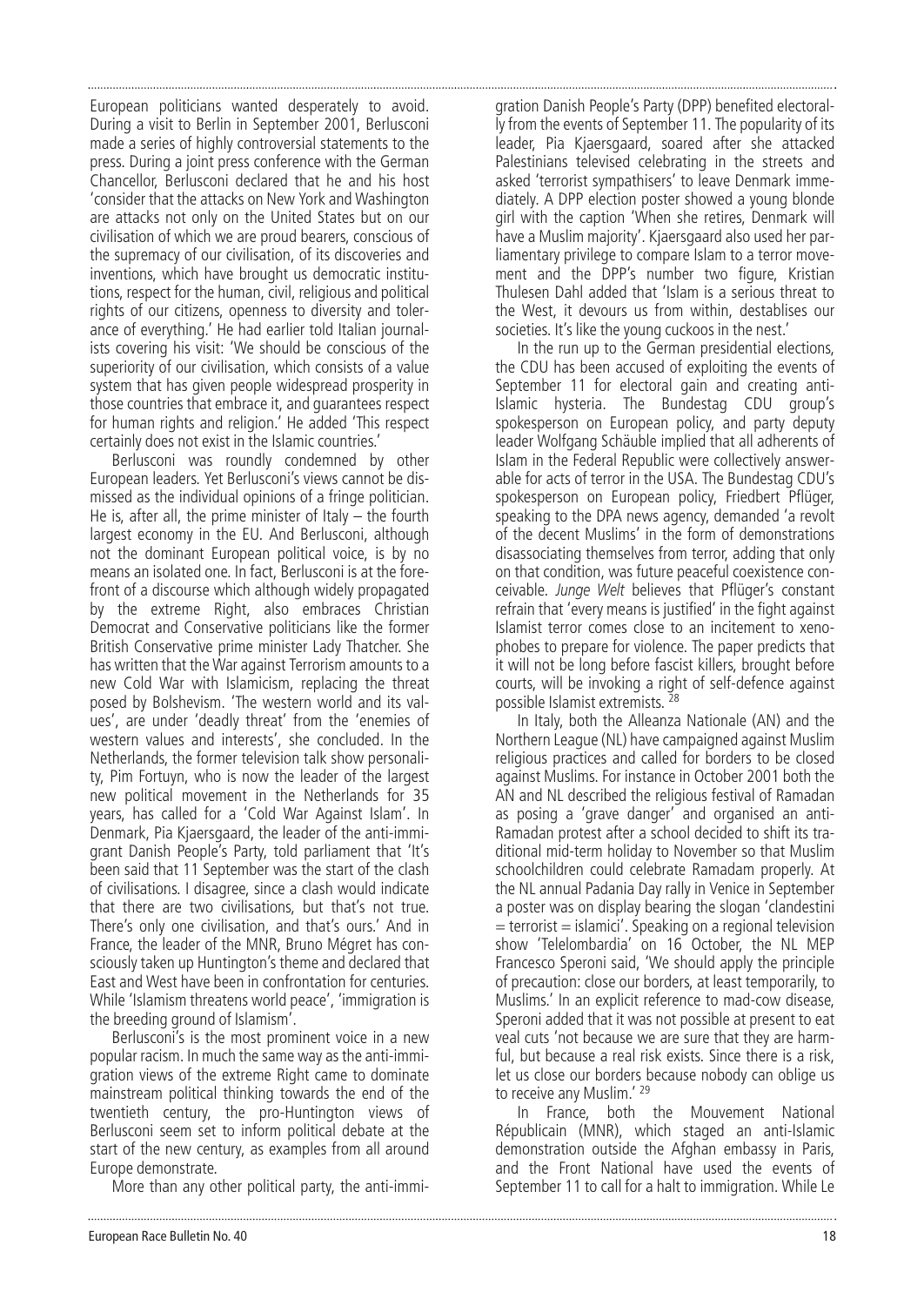European politicians wanted desperately to avoid. During a visit to Berlin in September 2001, Berlusconi made a series of highly controversial statements to the press. During a joint press conference with the German Chancellor, Berlusconi declared that he and his host 'consider that the attacks on New York and Washington are attacks not only on the United States but on our civilisation of which we are proud bearers, conscious of the supremacy of our civilisation, of its discoveries and inventions, which have brought us democratic institutions, respect for the human, civil, religious and political rights of our citizens, openness to diversity and tolerance of everything.' He had earlier told Italian journalists covering his visit: 'We should be conscious of the superiority of our civilisation, which consists of a value system that has given people widespread prosperity in those countries that embrace it, and guarantees respect for human rights and religion.' He added 'This respect certainly does not exist in the Islamic countries.'

Berlusconi was roundly condemned by other European leaders. Yet Berlusconi's views cannot be dismissed as the individual opinions of a fringe politician. He is, after all, the prime minister of Italy – the fourth largest economy in the EU. And Berlusconi, although not the dominant European political voice, is by no means an isolated one. In fact, Berlusconi is at the forefront of a discourse which although widely propagated by the extreme Right, also embraces Christian Democrat and Conservative politicians like the former British Conservative prime minister Lady Thatcher. She has written that the War against Terrorism amounts to a new Cold War with Islamicism, replacing the threat posed by Bolshevism. 'The western world and its values', are under 'deadly threat' from the 'enemies of western values and interests', she concluded. In the Netherlands, the former television talk show personality, Pim Fortuyn, who is now the leader of the largest new political movement in the Netherlands for 35 years, has called for a 'Cold War Against Islam'. In Denmark, Pia Kjaersgaard, the leader of the anti-immigrant Danish People's Party, told parliament that 'It's been said that 11 September was the start of the clash of civilisations. I disagree, since a clash would indicate that there are two civilisations, but that's not true. There's only one civilisation, and that's ours.' And in France, the leader of the MNR, Bruno Mégret has consciously taken up Huntington's theme and declared that East and West have been in confrontation for centuries. While 'Islamism threatens world peace', 'immigration is the breeding ground of Islamism'.

Berlusconi's is the most prominent voice in a new popular racism. In much the same way as the anti-immigration views of the extreme Right came to dominate mainstream political thinking towards the end of the twentieth century, the pro-Huntington views of Berlusconi seem set to inform political debate at the start of the new century, as examples from all around Europe demonstrate.

More than any other political party, the anti-immigration Danish People's Party (DPP) benefited electorally from the events of September 11. The popularity of its leader, Pia Kjaersgaard, soared after she attacked Palestinians televised celebrating in the streets and asked 'terrorist sympathisers' to leave Denmark immediately. A DPP election poster showed a young blonde girl with the caption 'When she retires, Denmark will have a Muslim majority'. Kjaersgaard also used her parliamentary privilege to compare Islam to a terror movement and the DPP's number two figure, Kristian Thulesen Dahl added that 'Islam is a serious threat to the West, it devours us from within, destablises our societies. It's like the young cuckoos in the nest.'

In the run up to the German presidential elections, the CDU has been accused of exploiting the events of September 11 for electoral gain and creating anti-Islamic hysteria. The Bundestag CDU group's spokesperson on European policy, and party deputy leader Wolfgang Schäuble implied that all adherents of Islam in the Federal Republic were collectively answerable for acts of terror in the USA. The Bundestag CDU's spokesperson on European policy, Friedbert Pflüger, speaking to the DPA news agency, demanded 'a revolt of the decent Muslims' in the form of demonstrations disassociating themselves from terror, adding that only on that condition, was future peaceful coexistence conceivable. *Junge Welt* believes that Pflüger's constant refrain that 'every means is justified' in the fight against Islamist terror comes close to an incitement to xenophobes to prepare for violence. The paper predicts that it will not be long before fascist killers, brought before courts, will be invoking a right of self-defence against possible Islamist extremists. [28]

In Italy, both the Alleanza Nationale (AN) and the Northern League (NL) have campaigned against Muslim religious practices and called for borders to be closed against Muslims. For instance in October 2001 both the AN and NL described the religious festival of Ramadan as posing a 'grave danger' and organised an anti-Ramadan protest after a school decided to shift its traditional mid-term holiday to November so that Muslim schoolchildren could celebrate Ramadam properly. At the NL annual Padania Day rally in Venice in September a poster was on display bearing the slogan 'clandestini = terrorist = islamici'. Speaking on a regional television show 'Telelombardia' on 16 October, the NL MEP Francesco Speroni said, 'We should apply the principle of precaution: close our borders, at least temporarily, to Muslims.' In an explicit reference to mad-cow disease, Speroni added that it was not possible at present to eat veal cuts 'not because we are sure that they are harmful, but because a real risk exists. Since there is a risk, let us close our borders because nobody can oblige us to receive any Muslim.' [29]

In France, both the Mouvement National Républicain (MNR), which staged an anti-Islamic demonstration outside the Afghan embassy in Paris, and the Front National have used the events of September 11 to call for a halt to immigration. While Le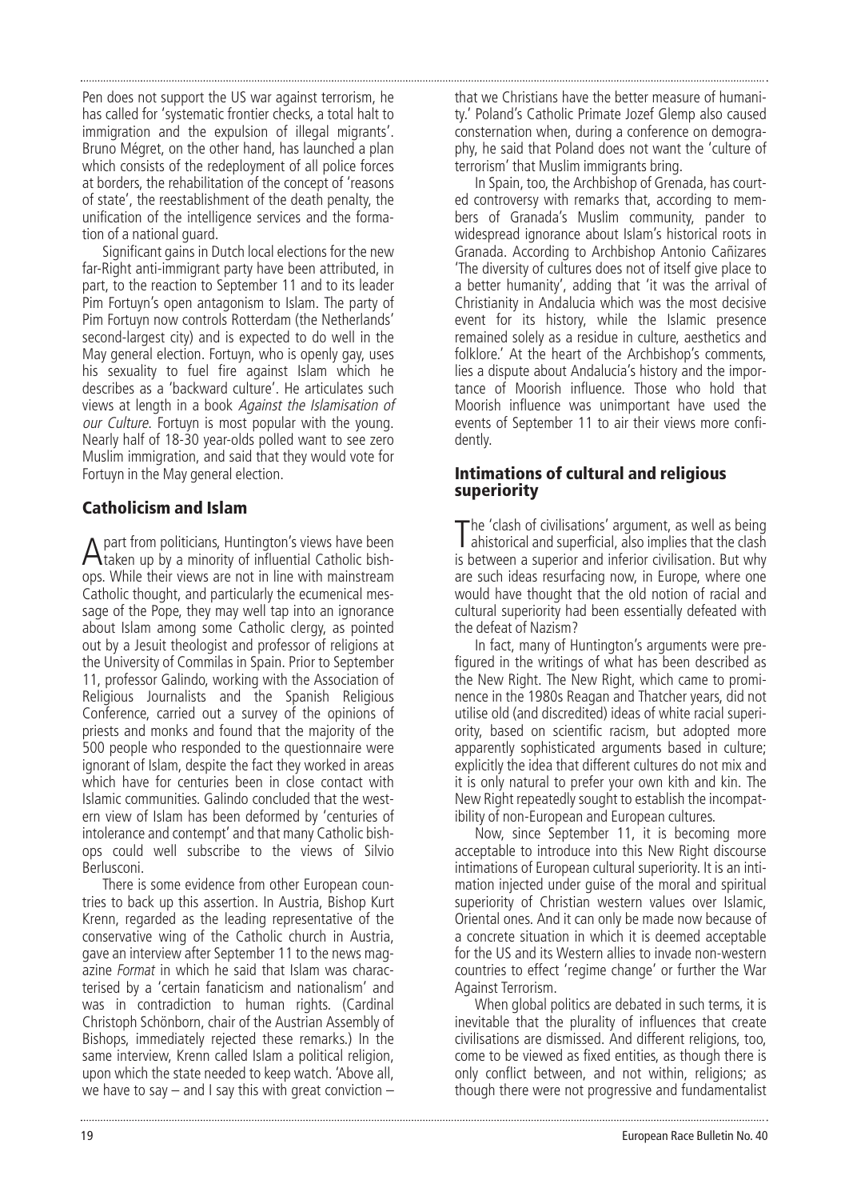Pen does not support the US war against terrorism, he has called for 'systematic frontier checks, a total halt to immigration and the expulsion of illegal migrants'. Bruno Mégret, on the other hand, has launched a plan which consists of the redeployment of all police forces at borders, the rehabilitation of the concept of 'reasons of state', the reestablishment of the death penalty, the unification of the intelligence services and the formation of a national guard.

Significant gains in Dutch local elections for the new far-Right anti-immigrant party have been attributed, in part, to the reaction to September 11 and to its leader Pim Fortuyn's open antagonism to Islam. The party of Pim Fortuyn now controls Rotterdam (the Netherlands' second-largest city) and is expected to do well in the May general election. Fortuyn, who is openly gay, uses his sexuality to fuel fire against Islam which he describes as a 'backward culture'. He articulates such views at length in a book *Against the Islamisation of our Culture*. Fortuyn is most popular with the young. Nearly half of 18-30 year-olds polled want to see zero Muslim immigration, and said that they would vote for Fortuyn in the May general election.

## Catholicism and Islam

Apart from politicians, Huntington's views have been taken up by a minority of influential Catholic bishops. While their views are not in line with mainstream Catholic thought, and particularly the ecumenical message of the Pope, they may well tap into an ignorance about Islam among some Catholic clergy, as pointed out by a Jesuit theologist and professor of religions at the University of Commilas in Spain. Prior to September 11, professor Galindo, working with the Association of Religious Journalists and the Spanish Religious Conference, carried out a survey of the opinions of priests and monks and found that the majority of the 500 people who responded to the questionnaire were ignorant of Islam, despite the fact they worked in areas which have for centuries been in close contact with Islamic communities. Galindo concluded that the western view of Islam has been deformed by 'centuries of intolerance and contempt' and that many Catholic bishops could well subscribe to the views of Silvio Berlusconi.

There is some evidence from other European countries to back up this assertion. In Austria, Bishop Kurt Krenn, regarded as the leading representative of the conservative wing of the Catholic church in Austria, gave an interview after September 11 to the news magazine *Format* in which he said that Islam was characterised by a 'certain fanaticism and nationalism' and was in contradiction to human rights. (Cardinal Christoph Schönborn, chair of the Austrian Assembly of Bishops, immediately rejected these remarks.) In the same interview, Krenn called Islam a political religion, upon which the state needed to keep watch. 'Above all, we have to say – and I say this with great conviction – that we Christians have the better measure of humanity.' Poland's Catholic Primate Jozef Glemp also caused consternation when, during a conference on demography, he said that Poland does not want the 'culture of terrorism' that Muslim immigrants bring.

In Spain, too, the Archbishop of Grenada, has courted controversy with remarks that, according to members of Granada's Muslim community, pander to widespread ignorance about Islam's historical roots in Granada. According to Archbishop Antonio Cañizares 'The diversity of cultures does not of itself give place to a better humanity', adding that 'it was the arrival of Christianity in Andalucia which was the most decisive event for its history, while the Islamic presence remained solely as a residue in culture, aesthetics and folklore.' At the heart of the Archbishop's comments, lies a dispute about Andalucia's history and the importance of Moorish influence. Those who hold that Moorish influence was unimportant have used the events of September 11 to air their views more confidently.

## Intimations of cultural and religious superiority

The 'clash of civilisations' argument, as well as being ahistorical and superficial, also implies that the clash is between a superior and inferior civilisation. But why are such ideas resurfacing now, in Europe, where one would have thought that the old notion of racial and cultural superiority had been essentially defeated with the defeat of Nazism?

In fact, many of Huntington's arguments were prefigured in the writings of what has been described as the New Right. The New Right, which came to prominence in the 1980s Reagan and Thatcher years, did not utilise old (and discredited) ideas of white racial superiority, based on scientific racism, but adopted more apparently sophisticated arguments based in culture; explicitly the idea that different cultures do not mix and it is only natural to prefer your own kith and kin. The New Right repeatedly sought to establish the incompatibility of non-European and European cultures.

Now, since September 11, it is becoming more acceptable to introduce into this New Right discourse intimations of European cultural superiority. It is an intimation injected under guise of the moral and spiritual superiority of Christian western values over Islamic, Oriental ones. And it can only be made now because of a concrete situation in which it is deemed acceptable for the US and its Western allies to invade non-western countries to effect 'regime change' or further the War Against Terrorism.

When global politics are debated in such terms, it is inevitable that the plurality of influences that create civilisations are dismissed. And different religions, too, come to be viewed as fixed entities, as though there is only conflict between, and not within, religions; as though there were not progressive and fundamentalist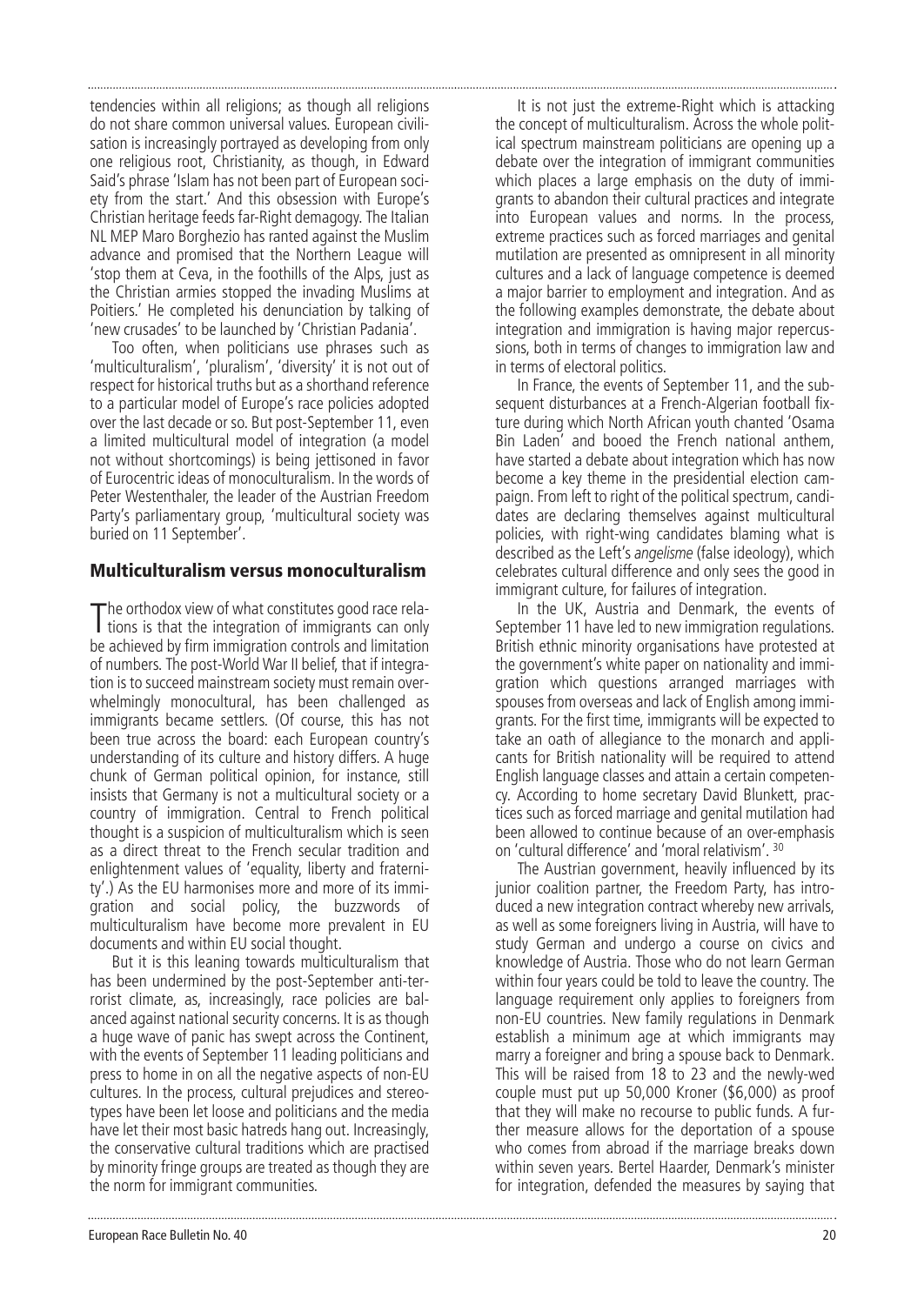tendencies within all religions; as though all religions do not share common universal values. European civilisation is increasingly portrayed as developing from only one religious root, Christianity, as though, in Edward Said's phrase 'Islam has not been part of European society from the start.' And this obsession with Europe's Christian heritage feeds far-Right demagogy. The Italian NL MEP Maro Borghezio has ranted against the Muslim advance and promised that the Northern League will 'stop them at Ceva, in the foothills of the Alps, just as the Christian armies stopped the invading Muslims at Poitiers.' He completed his denunciation by talking of 'new crusades' to be launched by 'Christian Padania'.

Too often, when politicians use phrases such as 'multiculturalism', 'pluralism', 'diversity' it is not out of respect for historical truths but as a shorthand reference to a particular model of Europe's race policies adopted over the last decade or so. But post-September 11, even a limited multicultural model of integration (a model not without shortcomings) is being jettisoned in favor of Eurocentric ideas of monoculturalism. In the words of Peter Westenthaler, the leader of the Austrian Freedom Party's parliamentary group, 'multicultural society was buried on 11 September'.

## Multiculturalism versus monoculturalism

The orthodox view of what constitutes good race relations is that the integration of immigrants can only be achieved by firm immigration controls and limitation of numbers. The post-World War II belief, that if integration is to succeed mainstream society must remain overwhelmingly monocultural, has been challenged as immigrants became settlers. (Of course, this has not been true across the board: each European country's understanding of its culture and history differs. A huge chunk of German political opinion, for instance, still insists that Germany is not a multicultural society or a country of immigration. Central to French political thought is a suspicion of multiculturalism which is seen as a direct threat to the French secular tradition and enlightenment values of 'equality, liberty and fraternity'.) As the EU harmonises more and more of its immigration and social policy, the buzzwords of multiculturalism have become more prevalent in EU documents and within EU social thought.

But it is this leaning towards multiculturalism that has been undermined by the post-September anti-terrorist climate, as, increasingly, race policies are balanced against national security concerns. It is as though a huge wave of panic has swept across the Continent, with the events of September 11 leading politicians and press to home in on all the negative aspects of non-EU cultures. In the process, cultural prejudices and stereotypes have been let loose and politicians and the media have let their most basic hatreds hang out. Increasingly, the conservative cultural traditions which are practised by minority fringe groups are treated as though they are the norm for immigrant communities.

It is not just the extreme-Right which is attacking the concept of multiculturalism. Across the whole political spectrum mainstream politicians are opening up a debate over the integration of immigrant communities which places a large emphasis on the duty of immigrants to abandon their cultural practices and integrate into European values and norms. In the process, extreme practices such as forced marriages and genital mutilation are presented as omnipresent in all minority cultures and a lack of language competence is deemed a major barrier to employment and integration. And as the following examples demonstrate, the debate about integration and immigration is having major repercussions, both in terms of changes to immigration law and in terms of electoral politics.

In France, the events of September 11, and the subsequent disturbances at a French-Algerian football fixture during which North African youth chanted 'Osama Bin Laden' and booed the French national anthem, have started a debate about integration which has now become a key theme in the presidential election campaign. From left to right of the political spectrum, candidates are declaring themselves against multicultural policies, with right-wing candidates blaming what is described as the Left's *angelisme* (false ideology), which celebrates cultural difference and only sees the good in immigrant culture, for failures of integration.

In the UK, Austria and Denmark, the events of September 11 have led to new immigration regulations. British ethnic minority organisations have protested at the government's white paper on nationality and immigration which questions arranged marriages with spouses from overseas and lack of English among immigrants. For the first time, immigrants will be expected to take an oath of allegiance to the monarch and applicants for British nationality will be required to attend English language classes and attain a certain competency. According to home secretary David Blunkett, practices such as forced marriage and genital mutilation had been allowed to continue because of an over-emphasis on 'cultural difference' and 'moral relativism'. [30]

The Austrian government, heavily influenced by its junior coalition partner, the Freedom Party, has introduced a new integration contract whereby new arrivals, as well as some foreigners living in Austria, will have to study German and undergo a course on civics and knowledge of Austria. Those who do not learn German within four years could be told to leave the country. The language requirement only applies to foreigners from non-EU countries. New family regulations in Denmark establish a minimum age at which immigrants may marry a foreigner and bring a spouse back to Denmark. This will be raised from 18 to 23 and the newly-wed couple must put up 50,000 Kroner ($6,000) as proof that they will make no recourse to public funds. A further measure allows for the deportation of a spouse who comes from abroad if the marriage breaks down within seven years. Bertel Haarder, Denmark's minister for integration, defended the measures by saying that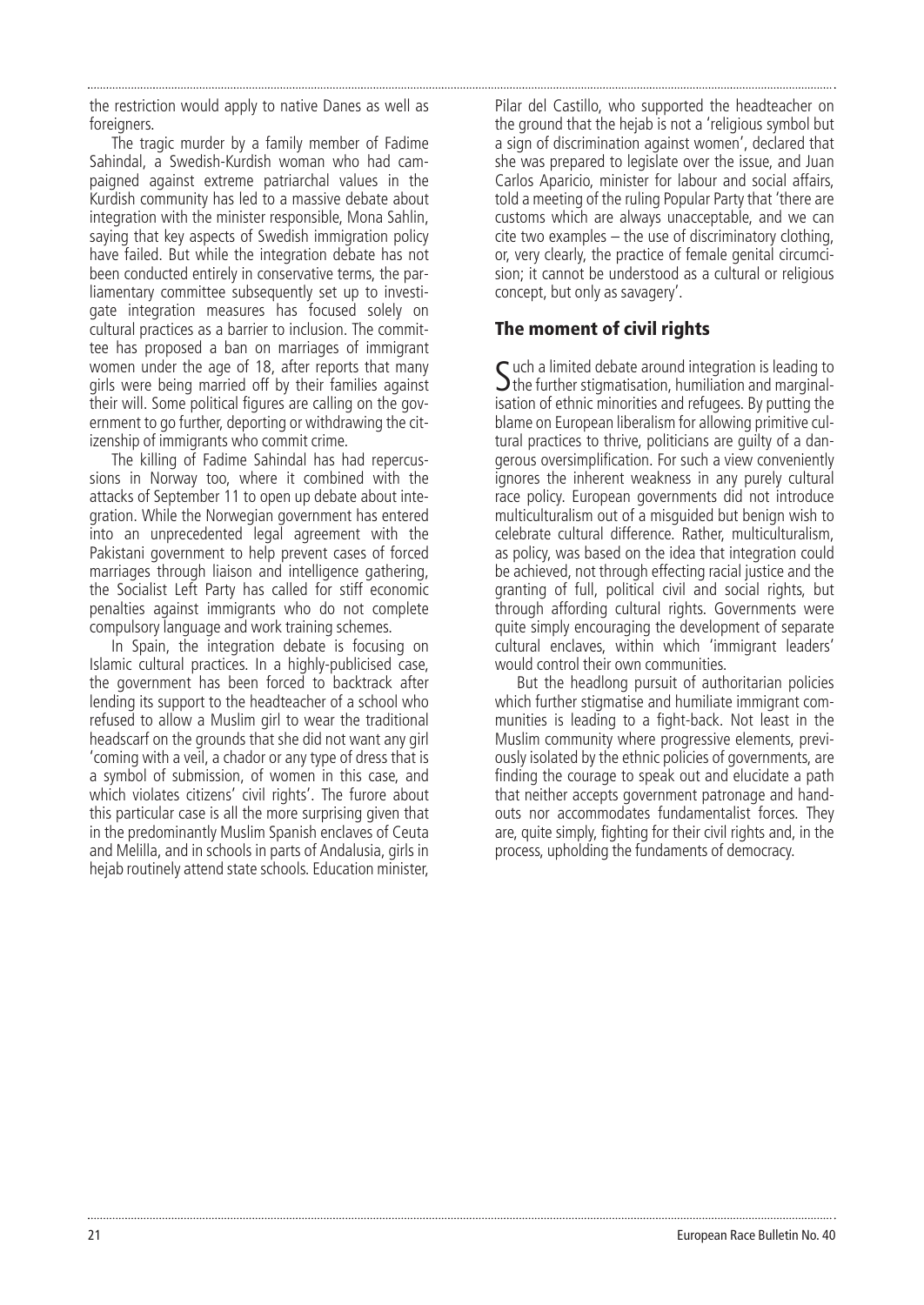the restriction would apply to native Danes as well as foreigners.

The tragic murder by a family member of Fadime Sahindal, a Swedish-Kurdish woman who had campaigned against extreme patriarchal values in the Kurdish community has led to a massive debate about integration with the minister responsible, Mona Sahlin, saying that key aspects of Swedish immigration policy have failed. But while the integration debate has not been conducted entirely in conservative terms, the parliamentary committee subsequently set up to investigate integration measures has focused solely on cultural practices as a barrier to inclusion. The committee has proposed a ban on marriages of immigrant women under the age of 18, after reports that many girls were being married off by their families against their will. Some political figures are calling on the government to go further, deporting or withdrawing the citizenship of immigrants who commit crime.

The killing of Fadime Sahindal has had repercussions in Norway too, where it combined with the attacks of September 11 to open up debate about integration. While the Norwegian government has entered into an unprecedented legal agreement with the Pakistani government to help prevent cases of forced marriages through liaison and intelligence gathering, the Socialist Left Party has called for stiff economic penalties against immigrants who do not complete compulsory language and work training schemes.

In Spain, the integration debate is focusing on Islamic cultural practices. In a highly-publicised case, the government has been forced to backtrack after lending its support to the headteacher of a school who refused to allow a Muslim girl to wear the traditional headscarf on the grounds that she did not want any girl 'coming with a veil, a chador or any type of dress that is a symbol of submission, of women in this case, and which violates citizens' civil rights'. The furore about this particular case is all the more surprising given that in the predominantly Muslim Spanish enclaves of Ceuta and Melilla, and in schools in parts of Andalusia, girls in hejab routinely attend state schools. Education minister, Pilar del Castillo, who supported the headteacher on the ground that the hejab is not a 'religious symbol but a sign of discrimination against women', declared that she was prepared to legislate over the issue, and Juan Carlos Aparicio, minister for labour and social affairs, told a meeting of the ruling Popular Party that 'there are customs which are always unacceptable, and we can cite two examples – the use of discriminatory clothing, or, very clearly, the practice of female genital circumcision; it cannot be understood as a cultural or religious concept, but only as savagery'.

## The moment of civil rights

Such a limited debate around integration is leading to the further stigmatisation, humiliation and marginalisation of ethnic minorities and refugees. By putting the blame on European liberalism for allowing primitive cultural practices to thrive, politicians are guilty of a dangerous oversimplification. For such a view conveniently ignores the inherent weakness in any purely cultural race policy. European governments did not introduce multiculturalism out of a misguided but benign wish to celebrate cultural difference. Rather, multiculturalism, as policy, was based on the idea that integration could be achieved, not through effecting racial justice and the granting of full, political civil and social rights, but through affording cultural rights. Governments were quite simply encouraging the development of separate cultural enclaves, within which 'immigrant leaders' would control their own communities.

But the headlong pursuit of authoritarian policies which further stigmatise and humiliate immigrant communities is leading to a fight-back. Not least in the Muslim community where progressive elements, previously isolated by the ethnic policies of governments, are finding the courage to speak out and elucidate a path that neither accepts government patronage and handouts nor accommodates fundamentalist forces. They are, quite simply, fighting for their civil rights and, in the process, upholding the fundaments of democracy.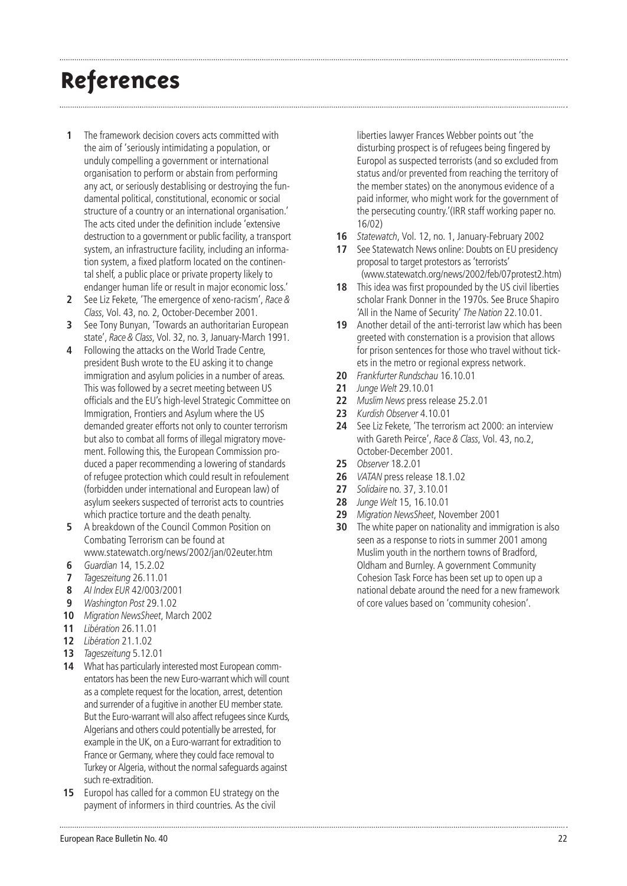# References

1. The framework decision covers acts committed with the aim of 'seriously intimidating a population, or unduly compelling a government or international organisation to perform or abstain from performing any act, or seriously destablising or destroying the fundamental political, constitutional, economic or social structure of a country or an international organisation.' The acts cited under the definition include 'extensive destruction to a government or public facility, a transport system, an infrastructure facility, including an information system, a fixed platform located on the continental shelf, a public place or private property likely to endanger human life or result in major economic loss.'
2. See Liz Fekete, 'The emergence of xeno-racism', *Race & Class*, Vol. 43, no. 2, October-December 2001.
3. See Tony Bunyan, 'Towards an authoritarian European state', *Race & Class*, Vol. 32, no. 3, January-March 1991.
4. Following the attacks on the World Trade Centre, president Bush wrote to the EU asking it to change immigration and asylum policies in a number of areas. This was followed by a secret meeting between US officials and the EU's high-level Strategic Committee on Immigration, Frontiers and Asylum where the US demanded greater efforts not only to counter terrorism but also to combat all forms of illegal migratory movement. Following this, the European Commission produced a paper recommending a lowering of standards of refugee protection which could result in refoulement (forbidden under international and European law) of asylum seekers suspected of terrorist acts to countries which practice torture and the death penalty.
5. A breakdown of the Council Common Position on Combating Terrorism can be found at www.statewatch.org/news/2002/jan/02euter.htm
6. *Guardian* 14, 15.2.02
7. *Tageszeitung* 26.11.01
8. *AI Index EUR* 42/003/2001
9. *Washington Post* 29.1.02
10. *Migration NewsSheet*, March 2002
11. *Libération* 26.11.01
12. *Libération* 21.1.02
13. *Tageszeitung* 5.12.01
14. What has particularly interested most European commentators has been the new Euro-warrant which will count as a complete request for the location, arrest, detention and surrender of a fugitive in another EU member state. But the Euro-warrant will also affect refugees since Kurds, Algerians and others could potentially be arrested, for example in the UK, on a Euro-warrant for extradition to France or Germany, where they could face removal to Turkey or Algeria, without the normal safeguards against such re-extradition.
15. Europol has called for a common EU strategy on the payment of informers in third countries. As the civil liberties lawyer Frances Webber points out 'the disturbing prospect is of refugees being fingered by Europol as suspected terrorists (and so excluded from status and/or prevented from reaching the territory of the member states) on the anonymous evidence of a paid informer, who might work for the government of the persecuting country.'(IRR staff working paper no. 16/02)
16. *Statewatch*, Vol. 12, no. 1, January-February 2002
17. See Statewatch News online: Doubts on EU presidency proposal to target protestors as 'terrorists' (www.statewatch.org/news/2002/feb/07protest2.htm)
18. This idea was first propounded by the US civil liberties scholar Frank Donner in the 1970s. See Bruce Shapiro 'All in the Name of Security' *The Nation* 22.10.01.
19. Another detail of the anti-terrorist law which has been greeted with consternation is a provision that allows for prison sentences for those who travel without tickets in the metro or regional express network.
20. *Frankfurter Rundschau* 16.10.01
21. *Junge Welt* 29.10.01
22. *Muslim News* press release 25.2.01
23. *Kurdish Observer* 4.10.01
24. See Liz Fekete, 'The terrorism act 2000: an interview with Gareth Peirce', *Race & Class*, Vol. 43, no.2, October-December 2001.
25. *Observer* 18.2.01
26. *VATAN* press release 18.1.02
27. *Solidaire* no. 37, 3.10.01
28. *Junge Welt* 15, 16.10.01
29. *Migration NewsSheet*, November 2001
30. The white paper on nationality and immigration is also seen as a response to riots in summer 2001 among Muslim youth in the northern towns of Bradford, Oldham and Burnley. A government Community Cohesion Task Force has been set up to open up a national debate around the need for a new framework of core values based on 'community cohesion'.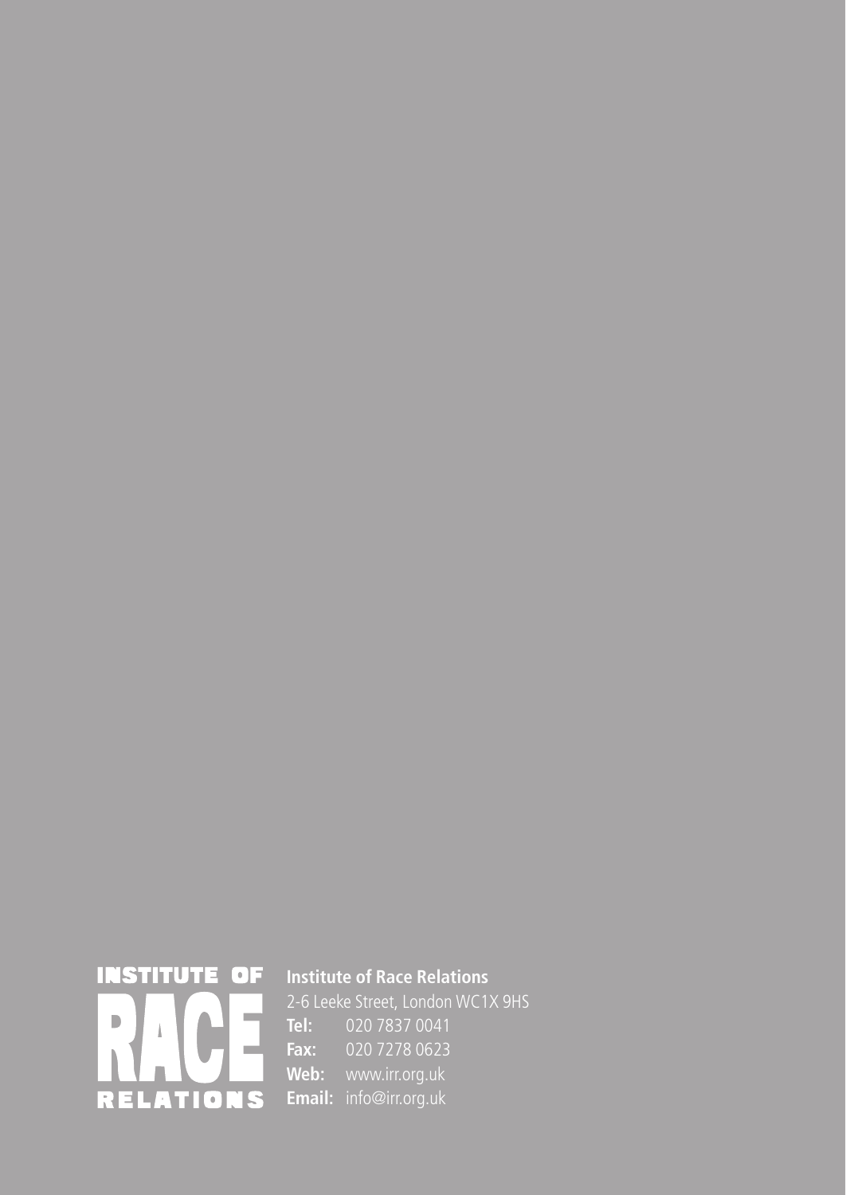INSTITUTE OF RACE RELATIONS

**Institute of Race Relations**

2-6 Leeke Street, London WC1X 9HS

**Tel:** 020 7837 0041

**Fax:** 020 7278 0623

**Web:** www.irr.org.uk

**Email:** info@irr.org.uk